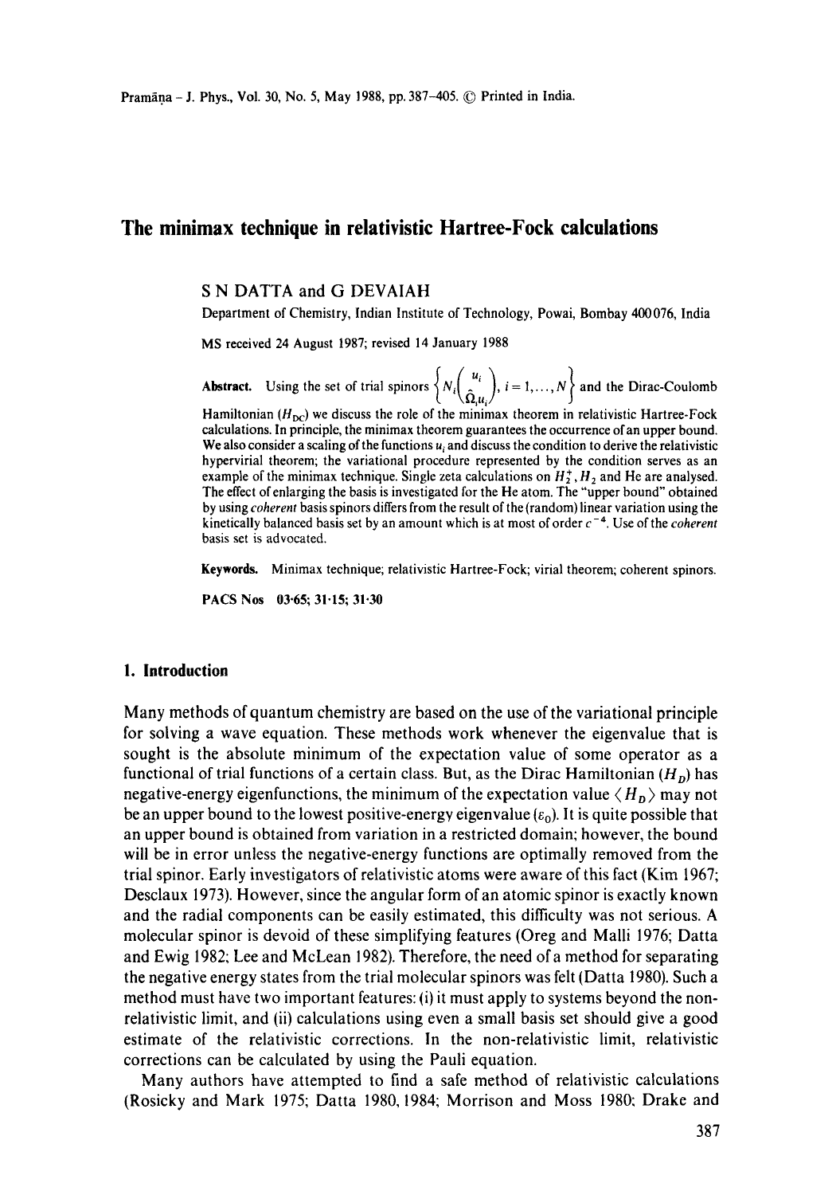# The minimax technique in relativistic Hartree-Fock calculations

S N DATTA and G DEVAIAH

Department of Chemistry, Indian Institute of Technology, Powai, Bombay 400076, India

MS received 24 August 1987; revised 14 January 1988

**Abstract.** Using the set of trial spinors $\left\{ N_i \begin{pmatrix} u_i \\ \hat{\Omega}_i u_i \end{pmatrix}, i = 1, \ldots, N \right\}$ and the Dirac-Coulomb Hamiltonian ($H_{DC}$) we discuss the role of the minimax theorem in relativistic Hartree-Fock calculations. In principle, the minimax theorem guarantees the occurrence of an upper bound. We also consider a scaling of the functions $u_i$ and discuss the condition to derive the relativistic hypervirial theorem; the variational procedure represented by the condition serves as an example of the minimax technique. Single zeta calculations on $H_2^+$, $H_2$ and He are analysed. The effect of enlarging the basis is investigated for the He atom. The "upper bound" obtained by using *coherent* basis spinors differs from the result of the (random) linear variation using the kinetically balanced basis set by an amount which is at most of order $c^{-4}$. Use of the *coherent* basis set is advocated.

**Keywords.** Minimax technique; relativistic Hartree-Fock; virial theorem; coherent spinors.

**PACS Nos** 03·65; 31·15; 31·30

## 1. Introduction

Many methods of quantum chemistry are based on the use of the variational principle for solving a wave equation. These methods work whenever the eigenvalue that is sought is the absolute minimum of the expectation value of some operator as a functional of trial functions of a certain class. But, as the Dirac Hamiltonian ($H_D$) has negative-energy eigenfunctions, the minimum of the expectation value $\langle H_D \rangle$ may not be an upper bound to the lowest positive-energy eigenvalue ($\varepsilon_0$). It is quite possible that an upper bound is obtained from variation in a restricted domain; however, the bound will be in error unless the negative-energy functions are optimally removed from the trial spinor. Early investigators of relativistic atoms were aware of this fact (Kim 1967; Desclaux 1973). However, since the angular form of an atomic spinor is exactly known and the radial components can be easily estimated, this difficulty was not serious. A molecular spinor is devoid of these simplifying features (Oreg and Malli 1976; Datta and Ewig 1982; Lee and McLean 1982). Therefore, the need of a method for separating the negative energy states from the trial molecular spinors was felt (Datta 1980). Such a method must have two important features: (i) it must apply to systems beyond the non-relativistic limit, and (ii) calculations using even a small basis set should give a good estimate of the relativistic corrections. In the non-relativistic limit, relativistic corrections can be calculated by using the Pauli equation.

Many authors have attempted to find a safe method of relativistic calculations (Rosicky and Mark 1975; Datta 1980, 1984; Morrison and Moss 1980; Drake and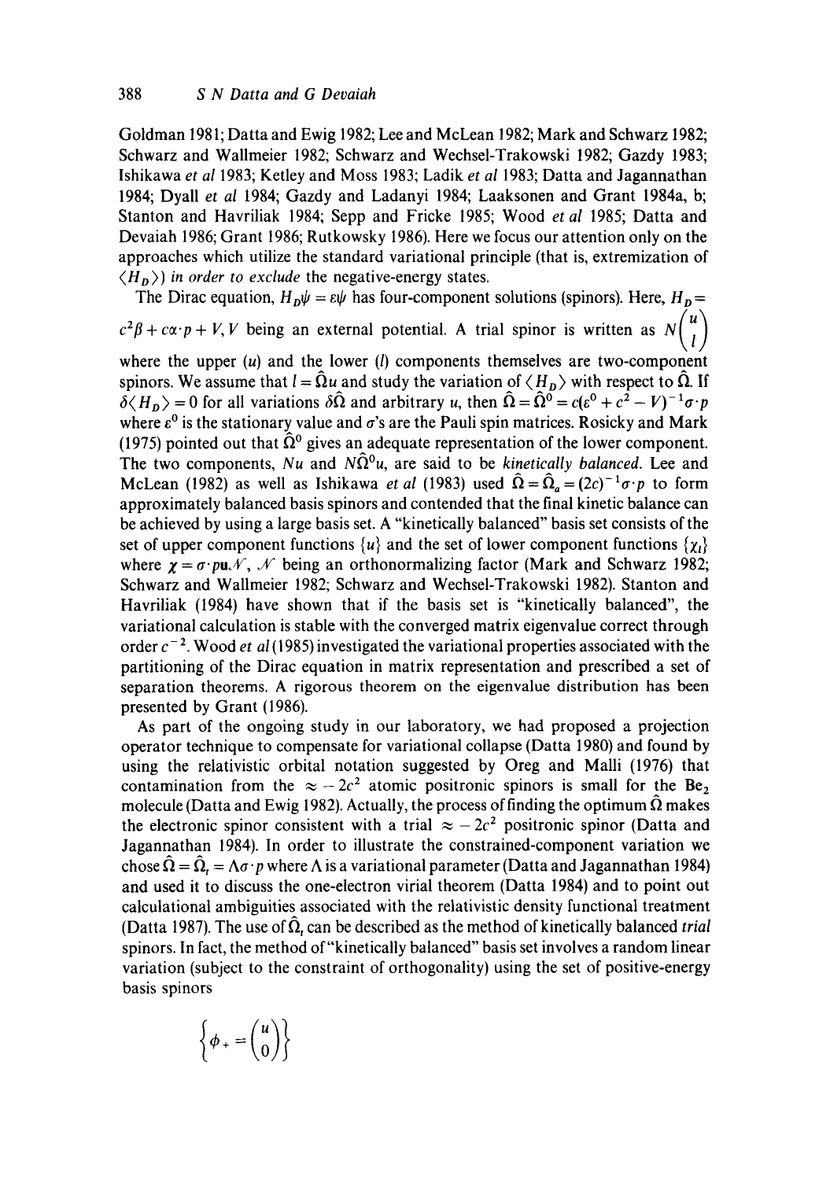Goldman 1981; Datta and Ewig 1982; Lee and McLean 1982; Mark and Schwarz 1982; Schwarz and Wallmeier 1982; Schwarz and Wechsel-Trakowski 1982; Gazdy 1983; Ishikawa *et al* 1983; Ketley and Moss 1983; Ladik *et al* 1983; Datta and Jagannathan 1984; Dyall *et al* 1984; Gazdy and Ladanyi 1984; Laaksonen and Grant 1984a, b; Stanton and Havriliak 1984; Sepp and Fricke 1985; Wood *et al* 1985; Datta and Devaiah 1986; Grant 1986; Rutkowsky 1986). Here we focus our attention only on the approaches which utilize the standard variational principle (that is, extremization of $\langle H_D \rangle$) *in order to exclude* the negative-energy states.

The Dirac equation, $H_D\psi = \varepsilon\psi$ has four-component solutions (spinors). Here, $H_D = c^2\beta + c\alpha\cdot p + V$, $V$ being an external potential. A trial spinor is written as $N\begin{pmatrix} u \\ l \end{pmatrix}$ where the upper ($u$) and the lower ($l$) components themselves are two-component spinors. We assume that $l = \hat{\Omega}u$ and study the variation of $\langle H_D \rangle$ with respect to $\hat{\Omega}$. If $\delta\langle H_D \rangle = 0$ for all variations $\delta\hat{\Omega}$ and arbitrary $u$, then $\hat{\Omega} = \hat{\Omega}^0 = c(\varepsilon^0 + c^2 - V)^{-1}\sigma\cdot p$ where $\varepsilon^0$ is the stationary value and $\sigma$'s are the Pauli spin matrices. Rosicky and Mark (1975) pointed out that $\hat{\Omega}^0$ gives an adequate representation of the lower component. The two components, $Nu$ and $N\hat{\Omega}^0 u$, are said to be *kinetically balanced*. Lee and McLean (1982) as well as Ishikawa *et al* (1983) used $\hat{\Omega} = \hat{\Omega}_a = (2c)^{-1}\sigma\cdot p$ to form approximately balanced basis spinors and contended that the final kinetic balance can be achieved by using a large basis set. A "kinetically balanced" basis set consists of the set of upper component functions $\{u\}$ and the set of lower component functions $\{\chi_l\}$ where $\chi = \sigma\cdot \mathbf{p}\mathbf{u}\mathcal{N}$, $\mathcal{N}$ being an orthonormalizing factor (Mark and Schwarz 1982; Schwarz and Wallmeier 1982; Schwarz and Wechsel-Trakowski 1982). Stanton and Havriliak (1984) have shown that if the basis set is "kinetically balanced", the variational calculation is stable with the converged matrix eigenvalue correct through order $c^{-2}$. Wood *et al* (1985) investigated the variational properties associated with the partitioning of the Dirac equation in matrix representation and prescribed a set of separation theorems. A rigorous theorem on the eigenvalue distribution has been presented by Grant (1986).

As part of the ongoing study in our laboratory, we had proposed a projection operator technique to compensate for variational collapse (Datta 1980) and found by using the relativistic orbital notation suggested by Oreg and Malli (1976) that contamination from the $\approx -2c^2$ atomic positronic spinors is small for the $Be_2$ molecule (Datta and Ewig 1982). Actually, the process of finding the optimum $\hat{\Omega}$ makes the electronic spinor consistent with a trial $\approx -2c^2$ positronic spinor (Datta and Jagannathan 1984). In order to illustrate the constrained-component variation we chose $\hat{\Omega} = \hat{\Omega}_t = \Lambda\sigma\cdot p$ where $\Lambda$ is a variational parameter (Datta and Jagannathan 1984) and used it to discuss the one-electron virial theorem (Datta 1984) and to point out calculational ambiguities associated with the relativistic density functional treatment (Datta 1987). The use of $\hat{\Omega}_t$ can be described as the method of kinetically balanced *trial* spinors. In fact, the method of "kinetically balanced" basis set involves a random linear variation (subject to the constraint of orthogonality) using the set of positive-energy basis spinors

$$\left\{\phi_+ = \begin{pmatrix} u \\ 0 \end{pmatrix}\right\}$$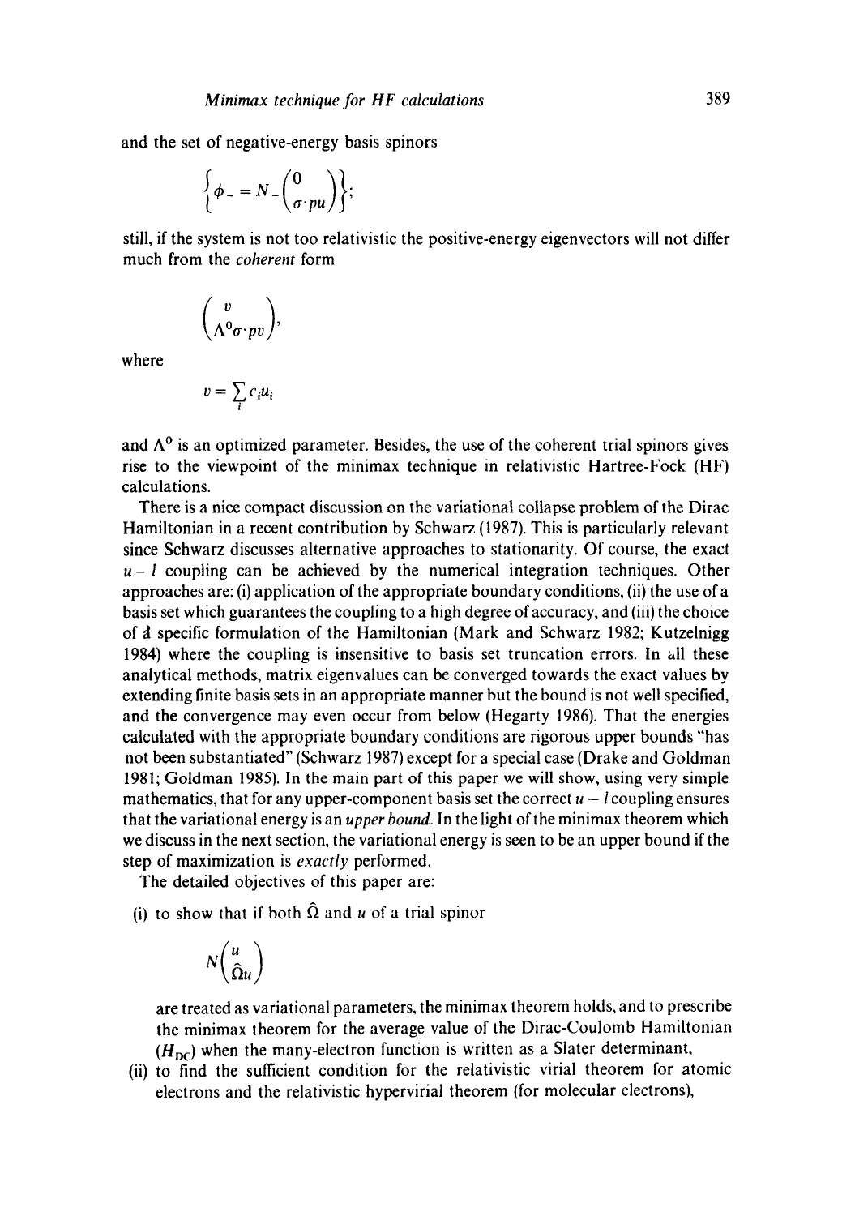and the set of negative-energy basis spinors

$$\left\{\phi_- = N_-\begin{pmatrix} 0 \\ \sigma \cdot pu \end{pmatrix}\right\};$$

still, if the system is not too relativistic the positive-energy eigenvectors will not differ much from the *coherent* form

$$\begin{pmatrix} v \\ \Lambda^0 \sigma \cdot pv \end{pmatrix},$$

where

$$v = \sum_i c_i u_i$$

and $\Lambda^0$ is an optimized parameter. Besides, the use of the coherent trial spinors gives rise to the viewpoint of the minimax technique in relativistic Hartree-Fock (HF) calculations.

There is a nice compact discussion on the variational collapse problem of the Dirac Hamiltonian in a recent contribution by Schwarz (1987). This is particularly relevant since Schwarz discusses alternative approaches to stationarity. Of course, the exact $u-l$ coupling can be achieved by the numerical integration techniques. Other approaches are: (i) application of the appropriate boundary conditions, (ii) the use of a basis set which guarantees the coupling to a high degree of accuracy, and (iii) the choice of a specific formulation of the Hamiltonian (Mark and Schwarz 1982; Kutzelnigg 1984) where the coupling is insensitive to basis set truncation errors. In all these analytical methods, matrix eigenvalues can be converged towards the exact values by extending finite basis sets in an appropriate manner but the bound is not well specified, and the convergence may even occur from below (Hegarty 1986). That the energies calculated with the appropriate boundary conditions are rigorous upper bounds "has not been substantiated" (Schwarz 1987) except for a special case (Drake and Goldman 1981; Goldman 1985). In the main part of this paper we will show, using very simple mathematics, that for any upper-component basis set the correct $u-l$ coupling ensures that the variational energy is an *upper bound*. In the light of the minimax theorem which we discuss in the next section, the variational energy is seen to be an upper bound if the step of maximization is *exactly* performed.

The detailed objectives of this paper are:

(i) to show that if both $\hat{\Omega}$ and $u$ of a trial spinor

$$N\begin{pmatrix} u \\ \hat{\Omega} u \end{pmatrix}$$

are treated as variational parameters, the minimax theorem holds, and to prescribe the minimax theorem for the average value of the Dirac-Coulomb Hamiltonian ($H_{DC}$) when the many-electron function is written as a Slater determinant,

(ii) to find the sufficient condition for the relativistic virial theorem for atomic electrons and the relativistic hypervirial theorem (for molecular electrons),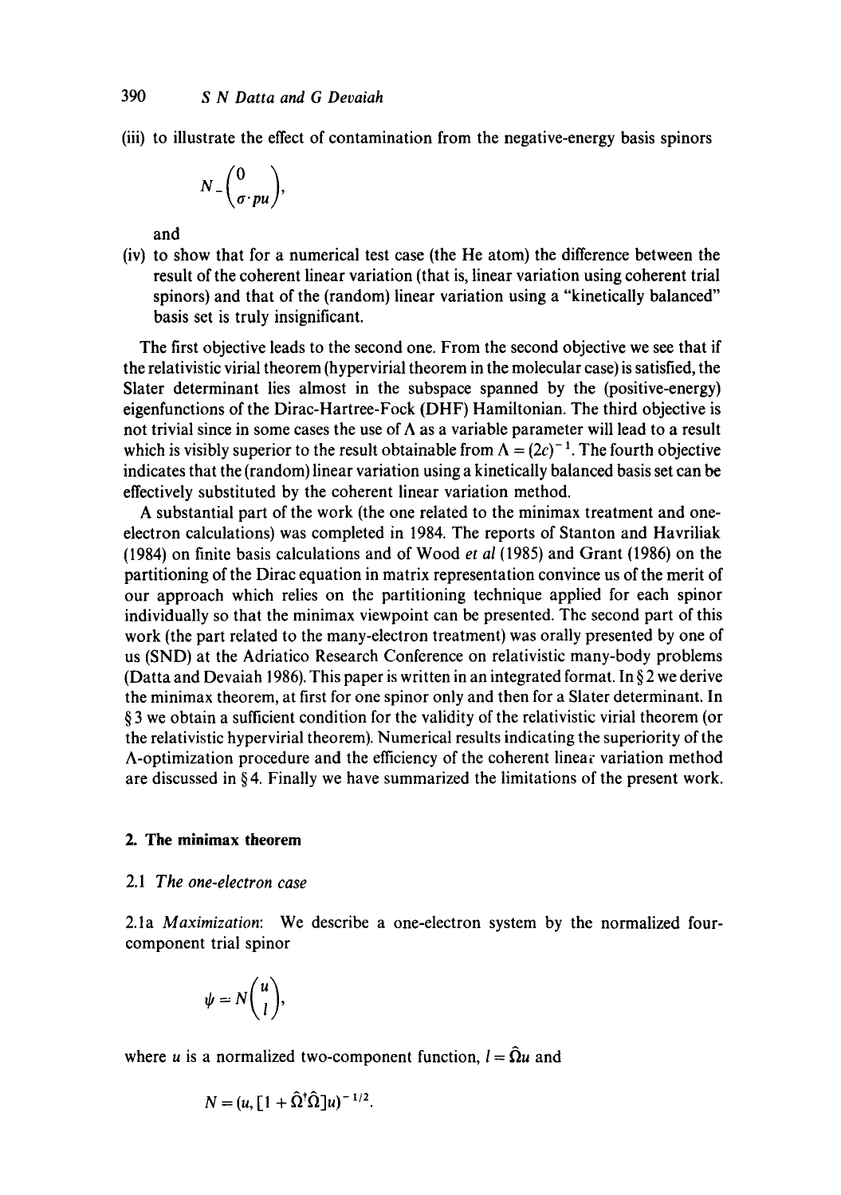(iii) to illustrate the effect of contamination from the negative-energy basis spinors

$$N_-\begin{pmatrix} 0 \\ \sigma\cdot pu \end{pmatrix},$$

and

(iv) to show that for a numerical test case (the He atom) the difference between the result of the coherent linear variation (that is, linear variation using coherent trial spinors) and that of the (random) linear variation using a "kinetically balanced" basis set is truly insignificant.

The first objective leads to the second one. From the second objective we see that if the relativistic virial theorem (hypervirial theorem in the molecular case) is satisfied, the Slater determinant lies almost in the subspace spanned by the (positive-energy) eigenfunctions of the Dirac-Hartree-Fock (DHF) Hamiltonian. The third objective is not trivial since in some cases the use of $\Lambda$ as a variable parameter will lead to a result which is visibly superior to the result obtainable from $\Lambda = (2c)^{-1}$. The fourth objective indicates that the (random) linear variation using a kinetically balanced basis set can be effectively substituted by the coherent linear variation method.

A substantial part of the work (the one related to the minimax treatment and one-electron calculations) was completed in 1984. The reports of Stanton and Havriliak (1984) on finite basis calculations and of Wood *et al* (1985) and Grant (1986) on the partitioning of the Dirac equation in matrix representation convince us of the merit of our approach which relies on the partitioning technique applied for each spinor individually so that the minimax viewpoint can be presented. The second part of this work (the part related to the many-electron treatment) was orally presented by one of us (SND) at the Adriatico Research Conference on relativistic many-body problems (Datta and Devaiah 1986). This paper is written in an integrated format. In § 2 we derive the minimax theorem, at first for one spinor only and then for a Slater determinant. In § 3 we obtain a sufficient condition for the validity of the relativistic virial theorem (or the relativistic hypervirial theorem). Numerical results indicating the superiority of the $\Lambda$-optimization procedure and the efficiency of the coherent linear variation method are discussed in § 4. Finally we have summarized the limitations of the present work.

## 2. The minimax theorem

### 2.1 *The one-electron case*

2.1a *Maximization*: We describe a one-electron system by the normalized four-component trial spinor

$$\psi = N\begin{pmatrix} u \\ l \end{pmatrix},$$

where $u$ is a normalized two-component function, $l = \hat{\Omega} u$ and

$$N = (u, [1 + \hat{\Omega}^\dagger \hat{\Omega}]u)^{-1/2}.$$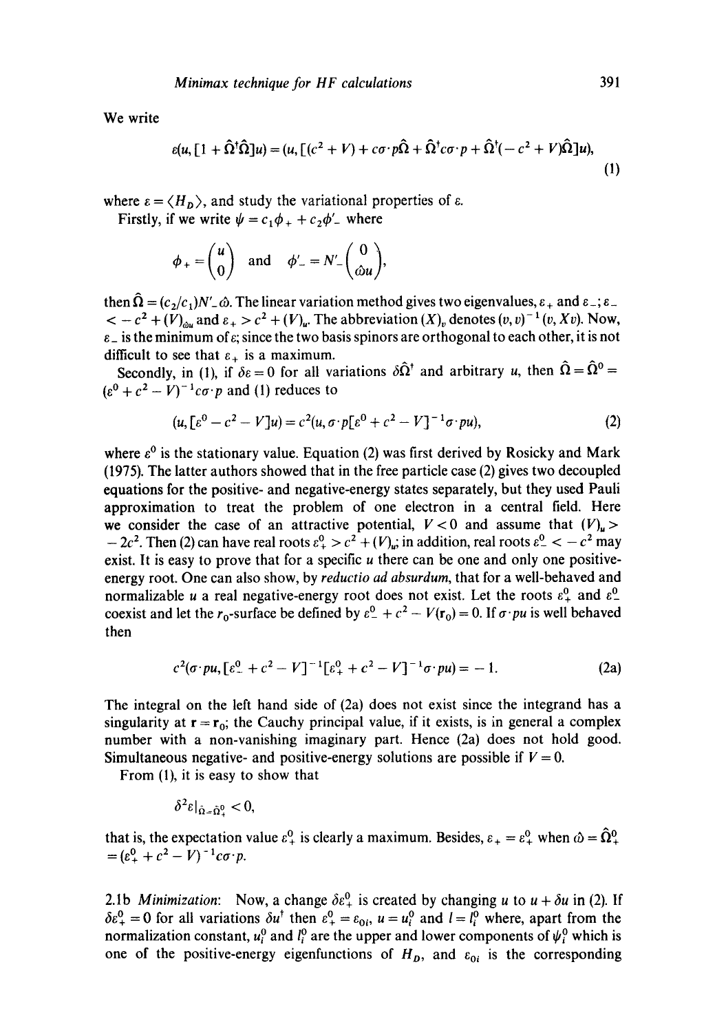We write

$$\varepsilon(u, [1 + \hat{\Omega}^\dagger \hat{\Omega}]u) = (u, [(c^2 + V) + c\sigma \cdot p\hat{\Omega} + \hat{\Omega}^\dagger c\sigma \cdot p + \hat{\Omega}^\dagger(-c^2 + V)\hat{\Omega}]u), \tag{1}$$

where $\varepsilon = \langle H_D \rangle$, and study the variational properties of $\varepsilon$.

Firstly, if we write $\psi = c_1\phi_+ + c_2\phi'_-$ where

$$\phi_+ = \begin{pmatrix} u \\ 0 \end{pmatrix} \quad \text{and} \quad \phi'_- = N'_- \begin{pmatrix} 0 \\ \hat{\omega} u \end{pmatrix},$$

then $\hat{\Omega} = (c_2/c_1)N'_-\hat{\omega}$. The linear variation method gives two eigenvalues, $\varepsilon_+$ and $\varepsilon_-$; $\varepsilon_- < -c^2 + (V)_{\hat{\omega}u}$ and $\varepsilon_+ > c^2 + (V)_u$. The abbreviation $(X)_v$ denotes $(v, v)^{-1}(v, Xv)$. Now, $\varepsilon_-$ is the minimum of $\varepsilon$; since the two basis spinors are orthogonal to each other, it is not difficult to see that $\varepsilon_+$ is a maximum.

Secondly, in (1), if $\delta\varepsilon = 0$ for all variations $\delta\hat{\Omega}^\dagger$ and arbitrary $u$, then $\hat{\Omega} = \hat{\Omega}^0 = (\varepsilon^0 + c^2 - V)^{-1}c\sigma \cdot p$ and (1) reduces to

$$(u, [\varepsilon^0 - c^2 - V]u) = c^2(u, \sigma \cdot p[\varepsilon^0 + c^2 - V]^{-1}\sigma \cdot pu), \tag{2}$$

where $\varepsilon^0$ is the stationary value. Equation (2) was first derived by Rosicky and Mark (1975). The latter authors showed that in the free particle case (2) gives two decoupled equations for the positive- and negative-energy states separately, but they used Pauli approximation to treat the problem of one electron in a central field. Here we consider the case of an attractive potential, $V < 0$ and assume that $(V)_u > -2c^2$. Then (2) can have real roots $\varepsilon^0_+ > c^2 + (V)_u$; in addition, real roots $\varepsilon^0_- < -c^2$ may exist. It is easy to prove that for a specific $u$ there can be one and only one positive-energy root. One can also show, by *reductio ad absurdum*, that for a well-behaved and normalizable $u$ a real negative-energy root does not exist. Let the roots $\varepsilon^0_+$ and $\varepsilon^0_-$ coexist and let the $r_0$-surface be defined by $\varepsilon^0_- + c^2 - V(\mathbf{r}_0) = 0$. If $\sigma \cdot pu$ is well behaved then

$$c^2(\sigma \cdot pu, [\varepsilon^0_- + c^2 - V]^{-1}[\varepsilon^0_+ + c^2 - V]^{-1}\sigma \cdot pu) = -1. \tag{2a}$$

The integral on the left hand side of (2a) does not exist since the integrand has a singularity at $\mathbf{r} = \mathbf{r}_0$; the Cauchy principal value, if it exists, is in general a complex number with a non-vanishing imaginary part. Hence (2a) does not hold good. Simultaneous negative- and positive-energy solutions are possible if $V = 0$.

From (1), it is easy to show that

$$\delta^2\varepsilon|_{\hat{\Omega} = \hat{\Omega}^0_+} < 0,$$

that is, the expectation value $\varepsilon^0_+$ is clearly a maximum. Besides, $\varepsilon_+ = \varepsilon^0_+$ when $\hat{\omega} = \hat{\Omega}^0_+ = (\varepsilon^0_+ + c^2 - V)^{-1}c\sigma \cdot p$.

2.1b *Minimization*: Now, a change $\delta\varepsilon^0_+$ is created by changing $u$ to $u + \delta u$ in (2). If $\delta\varepsilon^0_+ = 0$ for all variations $\delta u^\dagger$ then $\varepsilon^0_+ = \varepsilon_{0i}$, $u = u^0_i$ and $l = l^0_i$ where, apart from the normalization constant, $u^0_i$ and $l^0_i$ are the upper and lower components of $\psi^0_i$ which is one of the positive-energy eigenfunctions of $H_D$, and $\varepsilon_{0i}$ is the corresponding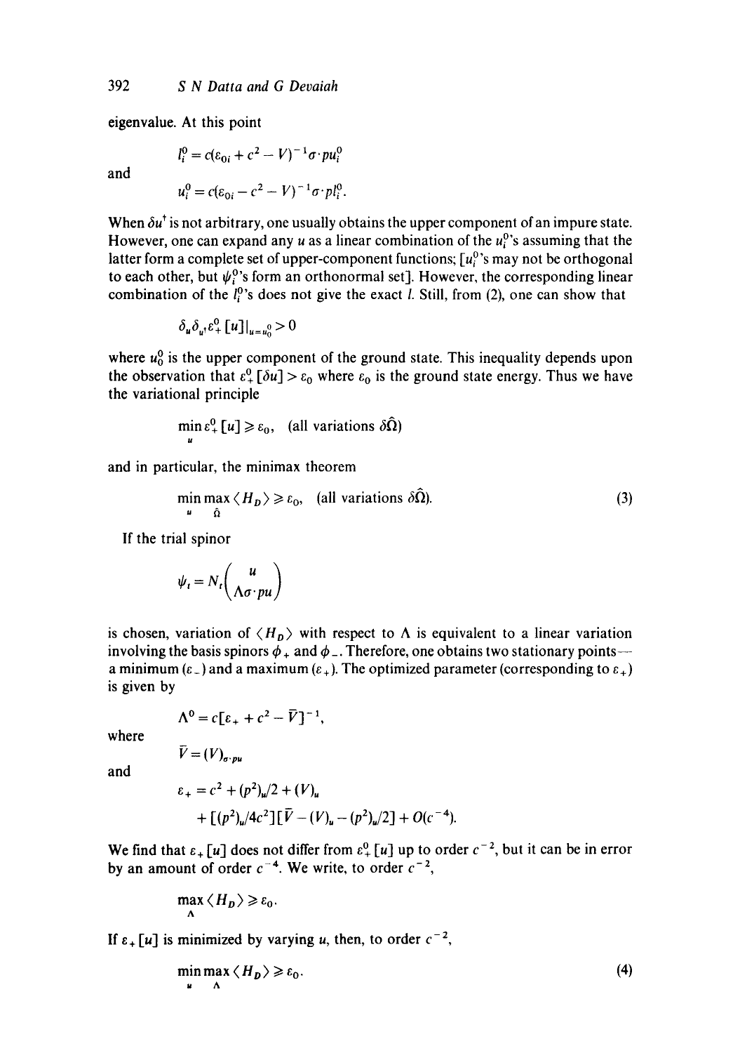eigenvalue. At this point

$$l_i^0 = c(\varepsilon_{0i} + c^2 - V)^{-1}\sigma\cdot pu_i^0$$

and

$$u_i^0 = c(\varepsilon_{0i} - c^2 - V)^{-1}\sigma\cdot pl_i^0.$$

When $\delta u^\dagger$ is not arbitrary, one usually obtains the upper component of an impure state. However, one can expand any $u$ as a linear combination of the $u_i^0$'s assuming that the latter form a complete set of upper-component functions; [$u_i^0$'s may not be orthogonal to each other, but $\psi_i^0$'s form an orthonormal set]. However, the corresponding linear combination of the $l_i^0$'s does not give the exact $l$. Still, from (2), one can show that

$$\delta_u \delta_{u^\dagger} \varepsilon_+^0 [u]|_{u=u_0^0} > 0$$

where $u_0^0$ is the upper component of the ground state. This inequality depends upon the observation that $\varepsilon_+^0[\delta u] > \varepsilon_0$ where $\varepsilon_0$ is the ground state energy. Thus we have the variational principle

$$\min_u \varepsilon_+^0 [u] \geqslant \varepsilon_0, \quad \text{(all variations } \delta\hat{\Omega}\text{)}$$

and in particular, the minimax theorem

$$\min_u \max_{\hat{\Omega}} \langle H_D \rangle \geqslant \varepsilon_0, \quad \text{(all variations } \delta\hat{\Omega}\text{)}. \tag{3}$$

If the trial spinor

$$\psi_t = N_t \begin{pmatrix} u \\ \Lambda\sigma\cdot pu \end{pmatrix}$$

is chosen, variation of $\langle H_D \rangle$ with respect to $\Lambda$ is equivalent to a linear variation involving the basis spinors $\phi_+$ and $\phi_-$. Therefore, one obtains two stationary points— a minimum ($\varepsilon_-$) and a maximum ($\varepsilon_+$). The optimized parameter (corresponding to $\varepsilon_+$) is given by

$$\Lambda^0 = c[\varepsilon_+ + c^2 - \bar{V}]^{-1},$$

where

$$\bar{V} = (V)_{\sigma\cdot pu}$$

and

$$\varepsilon_+ = c^2 + (p^2)_u/2 + (V)_u + [(p^2)_u/4c^2][\bar{V} - (V)_u - (p^2)_u/2] + O(c^{-4}).$$

We find that $\varepsilon_+[u]$ does not differ from $\varepsilon_+^0[u]$ up to order $c^{-2}$, but it can be in error by an amount of order $c^{-4}$. We write, to order $c^{-2}$,

$$\max_\Lambda \langle H_D \rangle \geqslant \varepsilon_0.$$

If $\varepsilon_+[u]$ is minimized by varying $u$, then, to order $c^{-2}$,

$$\min_u \max_\Lambda \langle H_D \rangle \geqslant \varepsilon_0. \tag{4}$$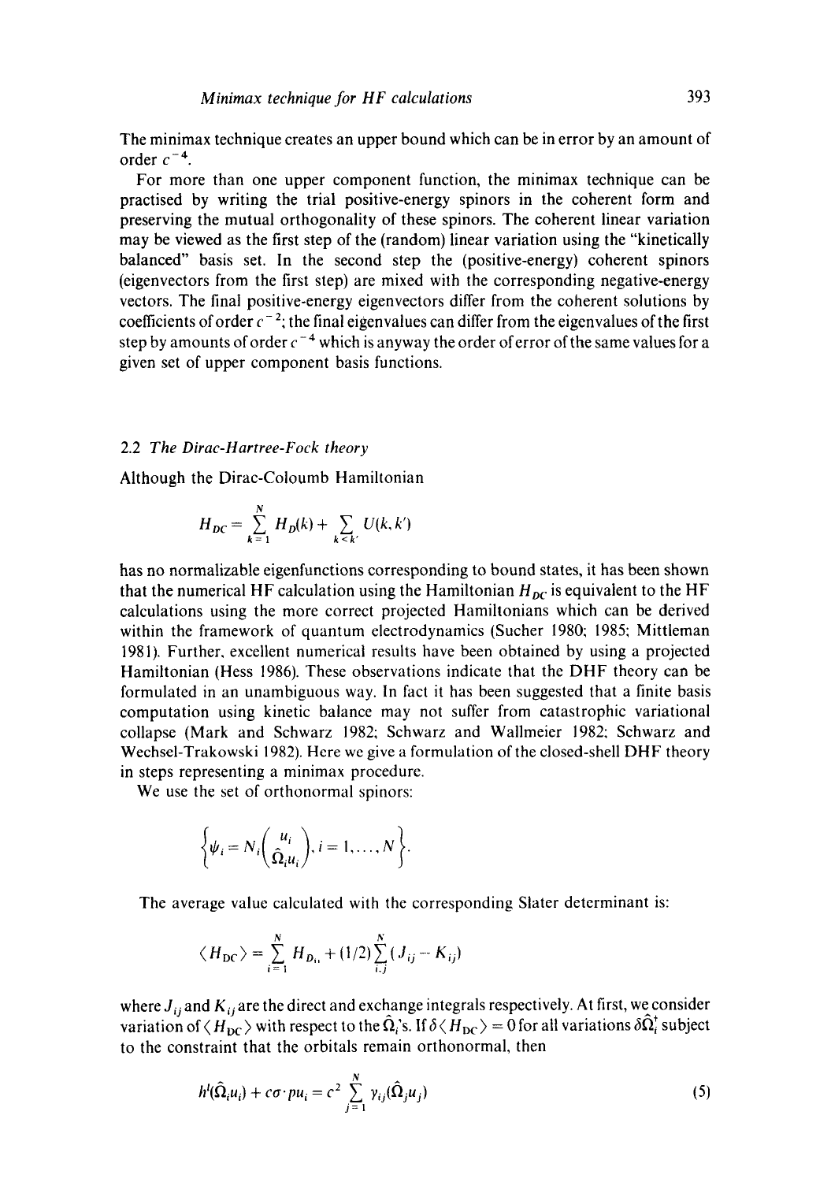The minimax technique creates an upper bound which can be in error by an amount of order $c^{-4}$.

For more than one upper component function, the minimax technique can be practised by writing the trial positive-energy spinors in the coherent form and preserving the mutual orthogonality of these spinors. The coherent linear variation may be viewed as the first step of the (random) linear variation using the "kinetically balanced" basis set. In the second step the (positive-energy) coherent spinors (eigenvectors from the first step) are mixed with the corresponding negative-energy vectors. The final positive-energy eigenvectors differ from the coherent solutions by coefficients of order $c^{-2}$; the final eigenvalues can differ from the eigenvalues of the first step by amounts of order $c^{-4}$ which is anyway the order of error of the same values for a given set of upper component basis functions.

### 2.2 *The Dirac-Hartree-Fock theory*

Although the Dirac-Coloumb Hamiltonian

$$H_{DC} = \sum_{k=1}^{N} H_D(k) + \sum_{k<k'} U(k,k')$$

has no normalizable eigenfunctions corresponding to bound states, it has been shown that the numerical HF calculation using the Hamiltonian $H_{DC}$ is equivalent to the HF calculations using the more correct projected Hamiltonians which can be derived within the framework of quantum electrodynamics (Sucher 1980; 1985; Mittleman 1981). Further, excellent numerical results have been obtained by using a projected Hamiltonian (Hess 1986). These observations indicate that the DHF theory can be formulated in an unambiguous way. In fact it has been suggested that a finite basis computation using kinetic balance may not suffer from catastrophic variational collapse (Mark and Schwarz 1982; Schwarz and Wallmeier 1982; Schwarz and Wechsel-Trakowski 1982). Here we give a formulation of the closed-shell DHF theory in steps representing a minimax procedure.

We use the set of orthonormal spinors:

$$\left\{ \psi_i = N_i \begin{pmatrix} u_i \\ \hat{\Omega}_i u_i \end{pmatrix}, i = 1, \ldots, N \right\}.$$

The average value calculated with the corresponding Slater determinant is:

$$\langle H_{DC} \rangle = \sum_{i=1}^{N} H_{D_{ii}} + (1/2) \sum_{i,j}^{N} (J_{ij} - K_{ij})$$

where $J_{ij}$ and $K_{ij}$ are the direct and exchange integrals respectively. At first, we consider variation of $\langle H_{DC} \rangle$ with respect to the $\hat{\Omega}_i$'s. If $\delta \langle H_{DC} \rangle = 0$ for all variations $\delta \hat{\Omega}_i^{\dagger}$ subject to the constraint that the orbitals remain orthonormal, then

$$h^l(\hat{\Omega}_i u_i) + c\sigma \cdot p u_i = c^2 \sum_{j=1}^{N} \gamma_{ij} (\hat{\Omega}_j u_j) \tag{5}$$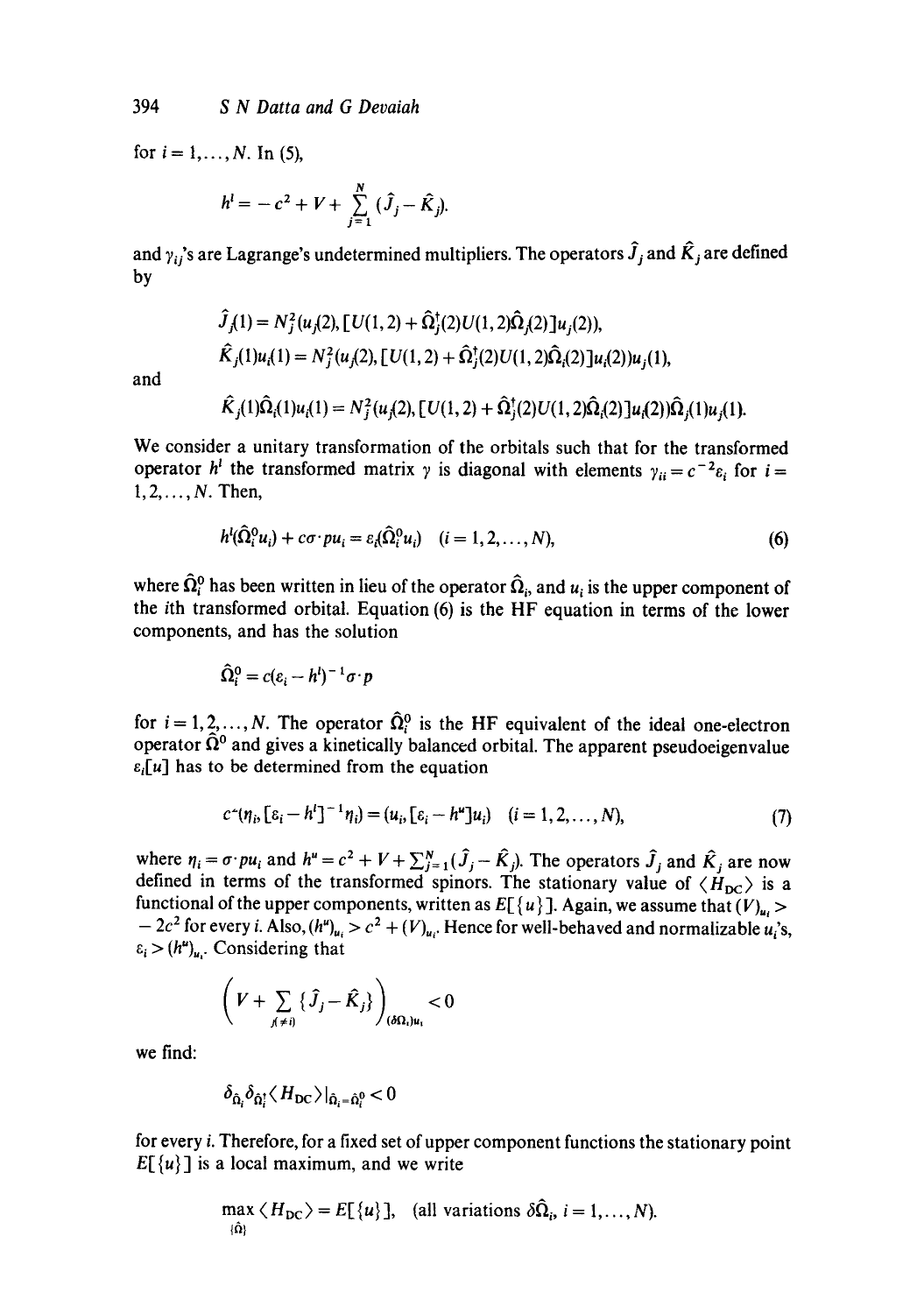for $i = 1, \ldots, N$. In (5),

$$h^l = -c^2 + V + \sum_{j=1}^{N} (\hat{J}_j - \hat{K}_j).$$

and $\gamma_{ij}$'s are Lagrange's undetermined multipliers. The operators $\hat{J}_j$ and $\hat{K}_j$ are defined by

$$\hat{J}_j(1) = N_j^2 (u_j(2), [U(1,2) + \hat{\Omega}_j^\dagger(2) U(1,2) \hat{\Omega}_j(2)] u_j(2)),$$

$$\hat{K}_j(1) u_i(1) = N_j^2 (u_j(2), [U(1,2) + \hat{\Omega}_j^\dagger(2) U(1,2) \hat{\Omega}_i(2)] u_i(2)) u_j(1),$$

and

$$\hat{K}_j(1) \hat{\Omega}_i(1) u_i(1) = N_j^2 (u_j(2), [U(1,2) + \hat{\Omega}_j^\dagger(2) U(1,2) \hat{\Omega}_i(2)] u_i(2)) \hat{\Omega}_j(1) u_j(1).$$

We consider a unitary transformation of the orbitals such that for the transformed operator $h^l$ the transformed matrix $\gamma$ is diagonal with elements $\gamma_{ii} = c^{-2}\varepsilon_i$ for $i = 1, 2, \ldots, N$. Then,

$$h^l(\hat{\Omega}_i^0 u_i) + c\sigma \cdot p u_i = \varepsilon_i(\hat{\Omega}_i^0 u_i) \quad (i = 1, 2, \ldots, N), \tag{6}$$

where $\hat{\Omega}_i^0$ has been written in lieu of the operator $\hat{\Omega}_i$, and $u_i$ is the upper component of the $i$th transformed orbital. Equation (6) is the HF equation in terms of the lower components, and has the solution

$$\hat{\Omega}_i^0 = c(\varepsilon_i - h^l)^{-1} \sigma \cdot p$$

for $i = 1, 2, \ldots, N$. The operator $\hat{\Omega}_i^0$ is the HF equivalent of the ideal one-electron operator $\hat{\Omega}^0$ and gives a kinetically balanced orbital. The apparent pseudoeigenvalue $\varepsilon_i[u]$ has to be determined from the equation

$$c^2(\eta_i, [\varepsilon_i - h^l]^{-1} \eta_i) = (u_i, [\varepsilon_i - h^u] u_i) \quad (i = 1, 2, \ldots, N), \tag{7}$$

where $\eta_i = \sigma \cdot p u_i$ and $h^u = c^2 + V + \sum_{j=1}^{N} (\hat{J}_j - \hat{K}_j)$. The operators $\hat{J}_j$ and $\hat{K}_j$ are now defined in terms of the transformed spinors. The stationary value of $\langle H_{DC} \rangle$ is a functional of the upper components, written as $E[\{u\}]$. Again, we assume that $(V)_{u_i} > -2c^2$ for every $i$. Also, $(h^u)_{u_i} > c^2 + (V)_{u_i}$. Hence for well-behaved and normalizable $u_i$'s, $\varepsilon_i > (h^u)_{u_i}$. Considering that

$$\left( V + \sum_{j(\neq i)} \{\hat{J}_j - \hat{K}_j\} \right)_{(\delta \Omega_i) u_i} < 0$$

we find:

$$\delta_{\hat{\Omega}_i} \delta_{\hat{\Omega}_i^\dagger} \langle H_{DC} \rangle |_{\hat{\Omega}_i = \hat{\Omega}_i^0} < 0$$

for every $i$. Therefore, for a fixed set of upper component functions the stationary point $E[\{u\}]$ is a local maximum, and we write

$$\max_{\{\hat{\Omega}\}} \langle H_{DC} \rangle = E[\{u\}], \quad (\text{all variations } \delta \hat{\Omega}_i, \; i = 1, \ldots, N).$$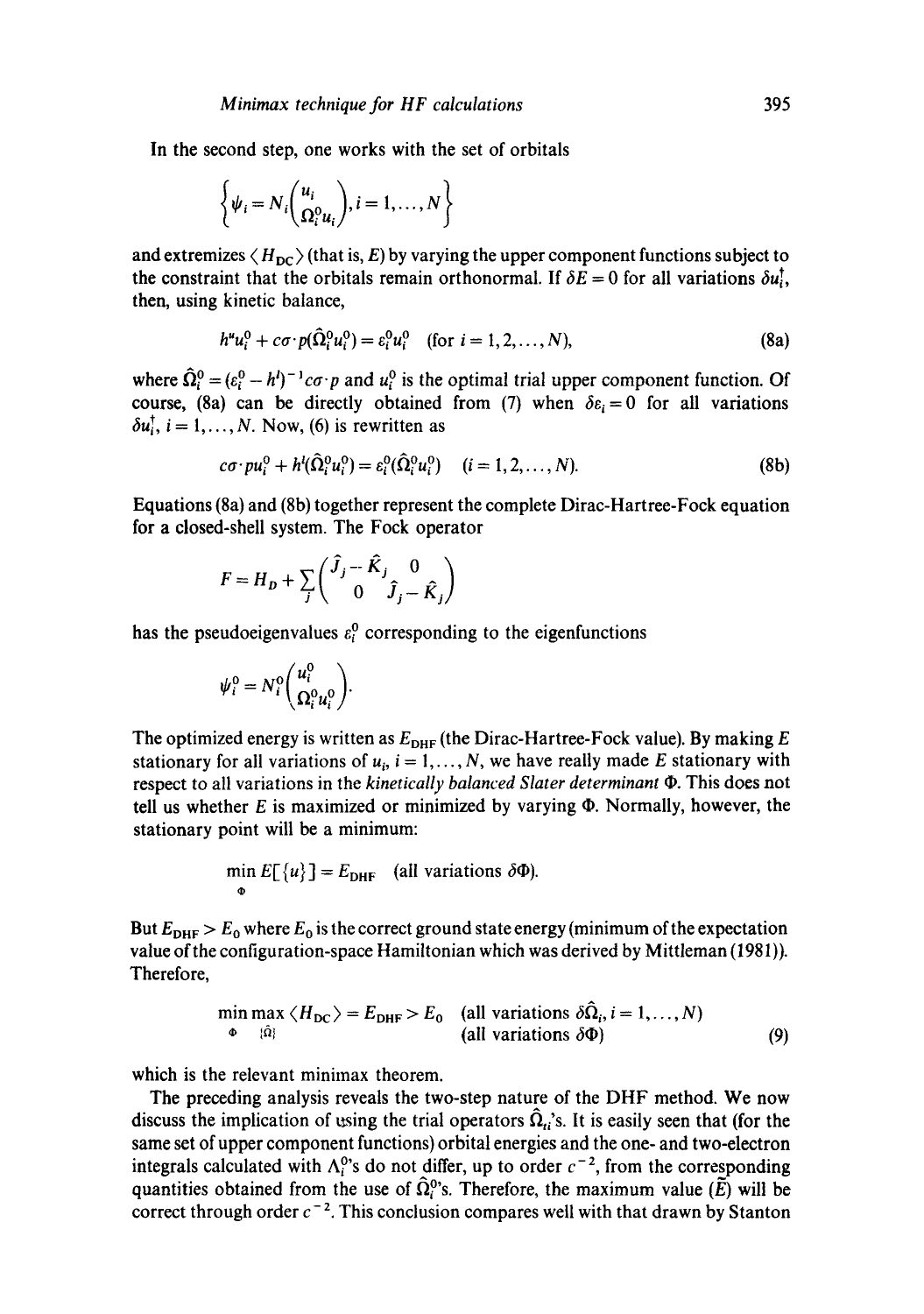In the second step, one works with the set of orbitals

$$\left\{\psi_i = N_i\begin{pmatrix} u_i \\ \Omega_i^0 u_i \end{pmatrix}, i = 1, \ldots, N\right\}$$

and extremizes $\langle H_{DC} \rangle$ (that is, $E$) by varying the upper component functions subject to the constraint that the orbitals remain orthonormal. If $\delta E = 0$ for all variations $\delta u_i^\dagger$, then, using kinetic balance,

$$h^u u_i^0 + c\sigma \cdot p(\hat{\Omega}_i^0 u_i^0) = \varepsilon_i^0 u_i^0 \quad (\text{for } i = 1, 2, \ldots, N), \tag{8a}$$

where $\hat{\Omega}_i^0 = (\varepsilon_i^0 - h^l)^{-1} c\sigma \cdot p$ and $u_i^0$ is the optimal trial upper component function. Of course, (8a) can be directly obtained from (7) when $\delta\varepsilon_i = 0$ for all variations $\delta u_i^\dagger$, $i = 1, \ldots, N$. Now, (6) is rewritten as

$$c\sigma \cdot p u_i^0 + h^l(\hat{\Omega}_i^0 u_i^0) = \varepsilon_i^0(\hat{\Omega}_i^0 u_i^0) \quad (i = 1, 2, \ldots, N). \tag{8b}$$

Equations (8a) and (8b) together represent the complete Dirac-Hartree-Fock equation for a closed-shell system. The Fock operator

$$F = H_D + \sum_j \begin{pmatrix} \hat{J}_j - \hat{K}_j & 0 \\ 0 & \hat{J}_j - \hat{K}_j \end{pmatrix}$$

has the pseudoeigenvalues $\varepsilon_i^0$ corresponding to the eigenfunctions

$$\psi_i^0 = N_i^0 \begin{pmatrix} u_i^0 \\ \Omega_i^0 u_i^0 \end{pmatrix}.$$

The optimized energy is written as $E_{DHF}$ (the Dirac-Hartree-Fock value). By making $E$ stationary for all variations of $u_i$, $i = 1, \ldots, N$, we have really made $E$ stationary with respect to all variations in the *kinetically balanced Slater determinant* $\Phi$. This does not tell us whether $E$ is maximized or minimized by varying $\Phi$. Normally, however, the stationary point will be a minimum:

$$\min_{\Phi} E[\{u\}] = E_{DHF} \quad (\text{all variations } \delta\Phi).$$

But $E_{DHF} > E_0$ where $E_0$ is the correct ground state energy (minimum of the expectation value of the configuration-space Hamiltonian which was derived by Mittleman (1981)). Therefore,

$$\min_{\Phi} \max_{\{\hat{\Omega}\}} \langle H_{DC} \rangle = E_{DHF} > E_0 \quad \begin{matrix} (\text{all variations } \delta\hat{\Omega}_i, i = 1, \ldots, N) \\ (\text{all variations } \delta\Phi) \end{matrix} \tag{9}$$

which is the relevant minimax theorem.

The preceding analysis reveals the two-step nature of the DHF method. We now discuss the implication of using the trial operators $\hat{\Omega}_{ti}$'s. It is easily seen that (for the same set of upper component functions) orbital energies and the one- and two-electron integrals calculated with $\Lambda_i^0$'s do not differ, up to order $c^{-2}$, from the corresponding quantities obtained from the use of $\hat{\Omega}_i^0$'s. Therefore, the maximum value ($\tilde{E}$) will be correct through order $c^{-2}$. This conclusion compares well with that drawn by Stanton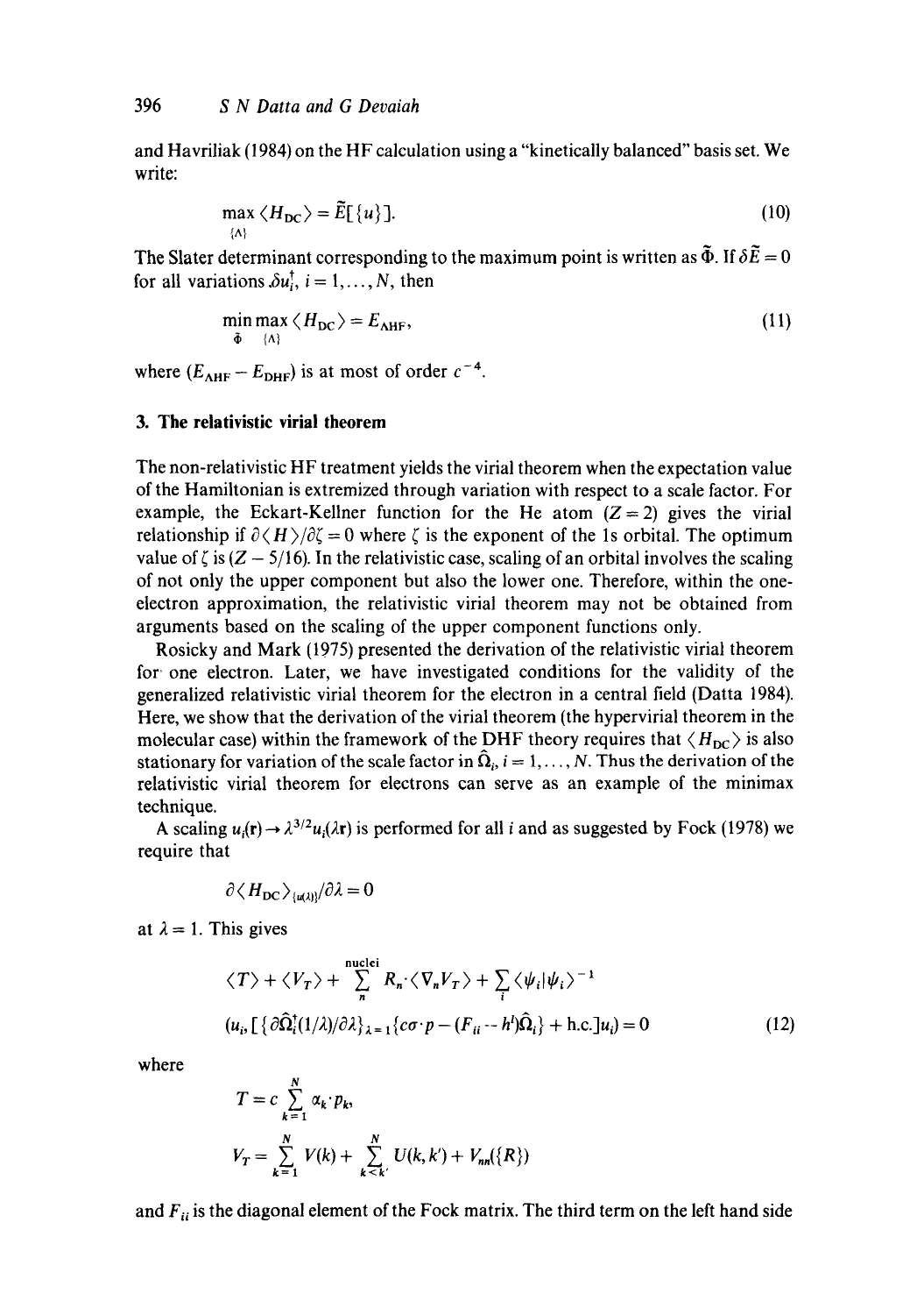and Havriliak (1984) on the HF calculation using a "kinetically balanced" basis set. We write:

$$\max_{\{\Lambda\}} \langle H_{\rm DC} \rangle = \tilde{E}[\{u\}]. \tag{10}$$

The Slater determinant corresponding to the maximum point is written as $\tilde{\Phi}$. If $\delta\tilde{E} = 0$ for all variations $\delta u_i^\dagger$, $i = 1, \ldots, N$, then

$$\min_{\tilde{\Phi}} \max_{\{\Lambda\}} \langle H_{\rm DC} \rangle = E_{\rm AHF}, \tag{11}$$

where $(E_{\rm AHF} - E_{\rm DHF})$ is at most of order $c^{-4}$.

## 3. The relativistic virial theorem

The non-relativistic HF treatment yields the virial theorem when the expectation value of the Hamiltonian is extremized through variation with respect to a scale factor. For example, the Eckart-Kellner function for the He atom ($Z = 2$) gives the virial relationship if $\partial\langle H \rangle/\partial\zeta = 0$ where $\zeta$ is the exponent of the 1s orbital. The optimum value of $\zeta$ is $(Z - 5/16)$. In the relativistic case, scaling of an orbital involves the scaling of not only the upper component but also the lower one. Therefore, within the one-electron approximation, the relativistic virial theorem may not be obtained from arguments based on the scaling of the upper component functions only.

Rosicky and Mark (1975) presented the derivation of the relativistic virial theorem for one electron. Later, we have investigated conditions for the validity of the generalized relativistic virial theorem for the electron in a central field (Datta 1984). Here, we show that the derivation of the virial theorem (the hypervirial theorem in the molecular case) within the framework of the DHF theory requires that $\langle H_{\rm DC} \rangle$ is also stationary for variation of the scale factor in $\hat{\Omega}_i$, $i = 1, \ldots, N$. Thus the derivation of the relativistic virial theorem for electrons can serve as an example of the minimax technique.

A scaling $u_i(\mathbf{r}) \rightarrow \lambda^{3/2} u_i(\lambda \mathbf{r})$ is performed for all $i$ and as suggested by Fock (1978) we require that

$$\partial \langle H_{\rm DC} \rangle_{\{u(\lambda)\}} / \partial\lambda = 0$$

at $\lambda = 1$. This gives

$$\langle T \rangle + \langle V_T \rangle + \sum_n^{\rm nuclei} R_n \cdot \langle \nabla_n V_T \rangle + \sum_i \langle \psi_i | \psi_i \rangle^{-1}$$
$$(u_i, [\{\partial \hat{\Omega}_i^\dagger (1/\lambda)/\partial\lambda\}_{\lambda=1} \{c\sigma \cdot p - (F_{ii} - h^l)\hat{\Omega}_i\} + \text{h.c.}] u_i) = 0 \tag{12}$$

where

$$T = c \sum_{k=1}^{N} \alpha_k \cdot p_k,$$

$$V_T = \sum_{k=1}^{N} V(k) + \sum_{k<k'}^{N} U(k, k') + V_{nn}(\{R\})$$

and $F_{ii}$ is the diagonal element of the Fock matrix. The third term on the left hand side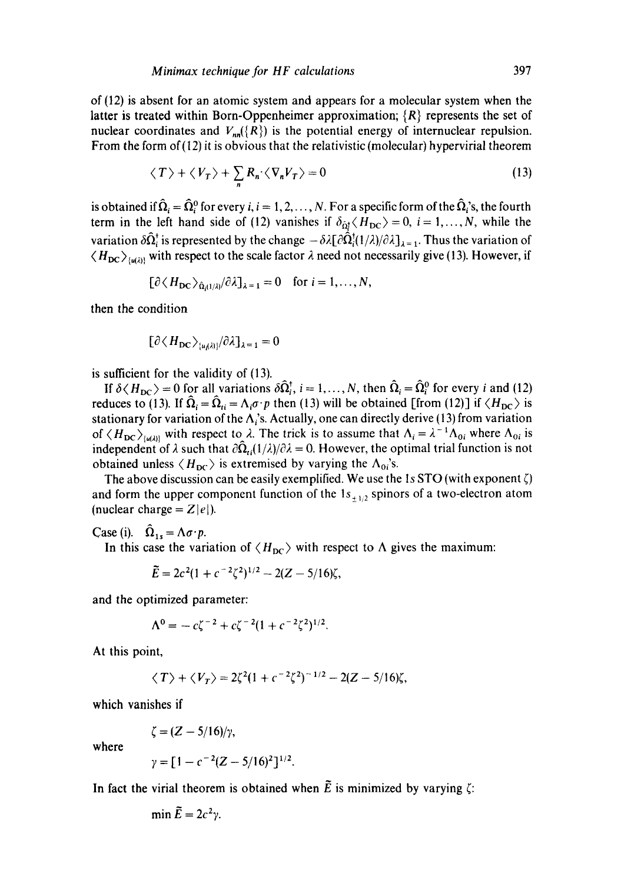of (12) is absent for an atomic system and appears for a molecular system when the latter is treated within Born-Oppenheimer approximation; $\{R\}$ represents the set of nuclear coordinates and $V_{nn}(\{R\})$ is the potential energy of internuclear repulsion. From the form of (12) it is obvious that the relativistic (molecular) hypervirial theorem

$$\langle T \rangle + \langle V_T \rangle + \sum_n R_n \cdot \langle \nabla_n V_T \rangle = 0 \tag{13}$$

is obtained if $\hat{\Omega}_i = \hat{\Omega}_i^0$ for every $i$, $i = 1, 2, \ldots, N$. For a specific form of the $\hat{\Omega}_i$'s, the fourth term in the left hand side of (12) vanishes if $\delta_{\hat{\Omega}_i^\dagger} \langle H_{\rm DC} \rangle = 0$, $i = 1, \ldots, N$, while the variation $\delta\hat{\Omega}_i^\dagger$ is represented by the change $-\delta\lambda[\partial\hat{\Omega}_i^\dagger(1/\lambda)/\partial\lambda]_{\lambda=1}$. Thus the variation of $\langle H_{\rm DC} \rangle_{\{u(\lambda)\}}$ with respect to the scale factor $\lambda$ need not necessarily give (13). However, if

$$[\partial\langle H_{\rm DC} \rangle_{\hat{\Omega}_i(1/\lambda)}/\partial\lambda]_{\lambda=1} = 0 \quad \text{for } i = 1, \ldots, N,$$

then the condition

$$[\partial\langle H_{\rm DC} \rangle_{\{u_i(\lambda)\}}/\partial\lambda]_{\lambda=1} = 0$$

is sufficient for the validity of (13).

If $\delta\langle H_{\rm DC} \rangle = 0$ for all variations $\delta\hat{\Omega}_i^\dagger$, $i = 1, \ldots, N$, then $\hat{\Omega}_i = \hat{\Omega}_i^0$ for every $i$ and (12) reduces to (13). If $\hat{\Omega}_i = \hat{\Omega}_{ti} = \Lambda_i \sigma \cdot p$ then (13) will be obtained [from (12)] if $\langle H_{\rm DC} \rangle$ is stationary for variation of the $\Lambda_i$'s. Actually, one can directly derive (13) from variation of $\langle H_{\rm DC} \rangle_{\{u(\lambda)\}}$ with respect to $\lambda$. The trick is to assume that $\Lambda_i = \lambda^{-1}\Lambda_{0i}$ where $\Lambda_{0i}$ is independent of $\lambda$ such that $\partial\hat{\Omega}_{ti}(1/\lambda)/\partial\lambda = 0$. However, the optimal trial function is not obtained unless $\langle H_{\rm DC} \rangle$ is extremised by varying the $\Lambda_{0i}$'s.

The above discussion can be easily exemplified. We use the 1s STO (with exponent $\zeta$) and form the upper component function of the $1s_{\pm 1/2}$ spinors of a two-electron atom (nuclear charge $= Z|e|$).

Case (i). $\hat{\Omega}_{1s} = \Lambda\sigma \cdot p$.

In this case the variation of $\langle H_{\rm DC} \rangle$ with respect to $\Lambda$ gives the maximum:

$$\tilde{E} = 2c^2(1 + c^{-2}\zeta^2)^{1/2} - 2(Z - 5/16)\zeta,$$

and the optimized parameter:

$$\Lambda^0 = -c\zeta^{-2} + c\zeta^{-2}(1 + c^{-2}\zeta^2)^{1/2}.$$

At this point,

$$\langle T \rangle + \langle V_T \rangle = 2\zeta^2(1 + c^{-2}\zeta^2)^{-1/2} - 2(Z - 5/16)\zeta,$$

which vanishes if

$$\zeta = (Z - 5/16)/\gamma,$$

where

$$\gamma = [1 - c^{-2}(Z - 5/16)^2]^{1/2}.$$

In fact the virial theorem is obtained when $\tilde{E}$ is minimized by varying $\zeta$:

$$\min \tilde{E} = 2c^2\gamma.$$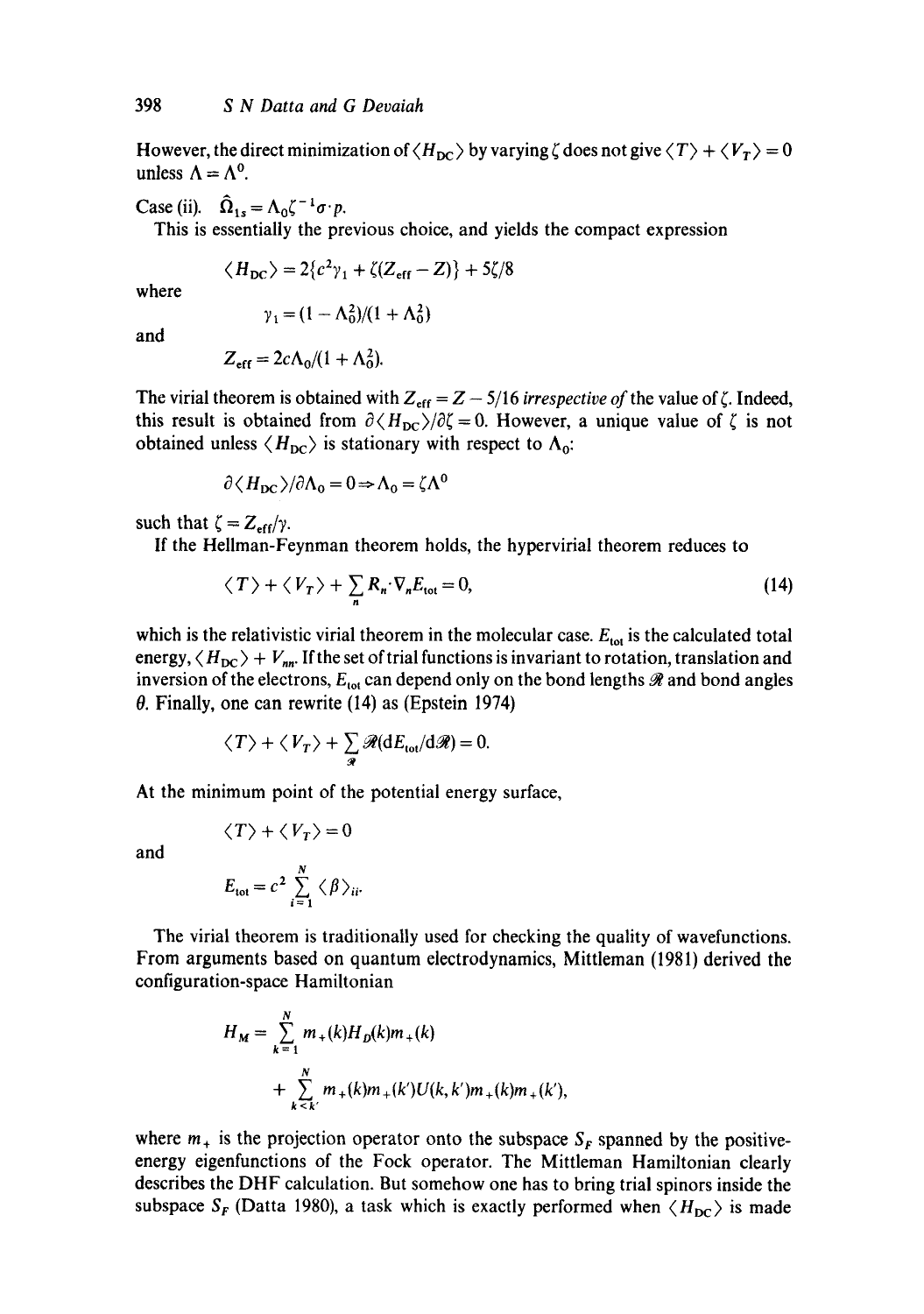However, the direct minimization of $\langle H_{DC} \rangle$ by varying $\zeta$ does not give $\langle T \rangle + \langle V_T \rangle = 0$ unless $\Lambda = \Lambda^0$.

Case (ii). $\hat{\Omega}_{1s} = \Lambda_0 \zeta^{-1} \sigma \cdot p$.

This is essentially the previous choice, and yields the compact expression

$$\langle H_{DC} \rangle = 2\{c^2 \gamma_1 + \zeta(Z_{eff} - Z)\} + 5\zeta/8$$

where

$$\gamma_1 = (1 - \Lambda_0^2)/(1 + \Lambda_0^2)$$

and

$$Z_{eff} = 2c\Lambda_0/(1 + \Lambda_0^2).$$

The virial theorem is obtained with $Z_{eff} = Z - 5/16$ *irrespective of* the value of $\zeta$. Indeed, this result is obtained from $\partial \langle H_{DC} \rangle / \partial \zeta = 0$. However, a unique value of $\zeta$ is not obtained unless $\langle H_{DC} \rangle$ is stationary with respect to $\Lambda_0$:

$$\partial \langle H_{DC} \rangle / \partial \Lambda_0 = 0 \Rightarrow \Lambda_0 = \zeta \Lambda^0$$

such that $\zeta = Z_{eff}/\gamma$.

If the Hellman-Feynman theorem holds, the hypervirial theorem reduces to

$$\langle T \rangle + \langle V_T \rangle + \sum_n R_n \cdot \nabla_n E_{tot} = 0, \tag{14}$$

which is the relativistic virial theorem in the molecular case. $E_{tot}$ is the calculated total energy, $\langle H_{DC} \rangle + V_{nn}$. If the set of trial functions is invariant to rotation, translation and inversion of the electrons, $E_{tot}$ can depend only on the bond lengths $\mathscr{R}$ and bond angles $\theta$. Finally, one can rewrite (14) as (Epstein 1974)

$$\langle T \rangle + \langle V_T \rangle + \sum_{\mathscr{R}} \mathscr{R}(\mathrm{d}E_{tot}/\mathrm{d}\mathscr{R}) = 0.$$

At the minimum point of the potential energy surface,

$$\langle T \rangle + \langle V_T \rangle = 0$$

and

$$E_{tot} = c^2 \sum_{i=1}^{N} \langle \beta \rangle_{ii}.$$

The virial theorem is traditionally used for checking the quality of wavefunctions. From arguments based on quantum electrodynamics, Mittleman (1981) derived the configuration-space Hamiltonian

$$H_M = \sum_{k=1}^{N} m_+(k) H_D(k) m_+(k) + \sum_{k<k'}^{N} m_+(k) m_+(k') U(k, k') m_+(k) m_+(k'),$$

where $m_+$ is the projection operator onto the subspace $S_F$ spanned by the positive-energy eigenfunctions of the Fock operator. The Mittleman Hamiltonian clearly describes the DHF calculation. But somehow one has to bring trial spinors inside the subspace $S_F$ (Datta 1980), a task which is exactly performed when $\langle H_{DC} \rangle$ is made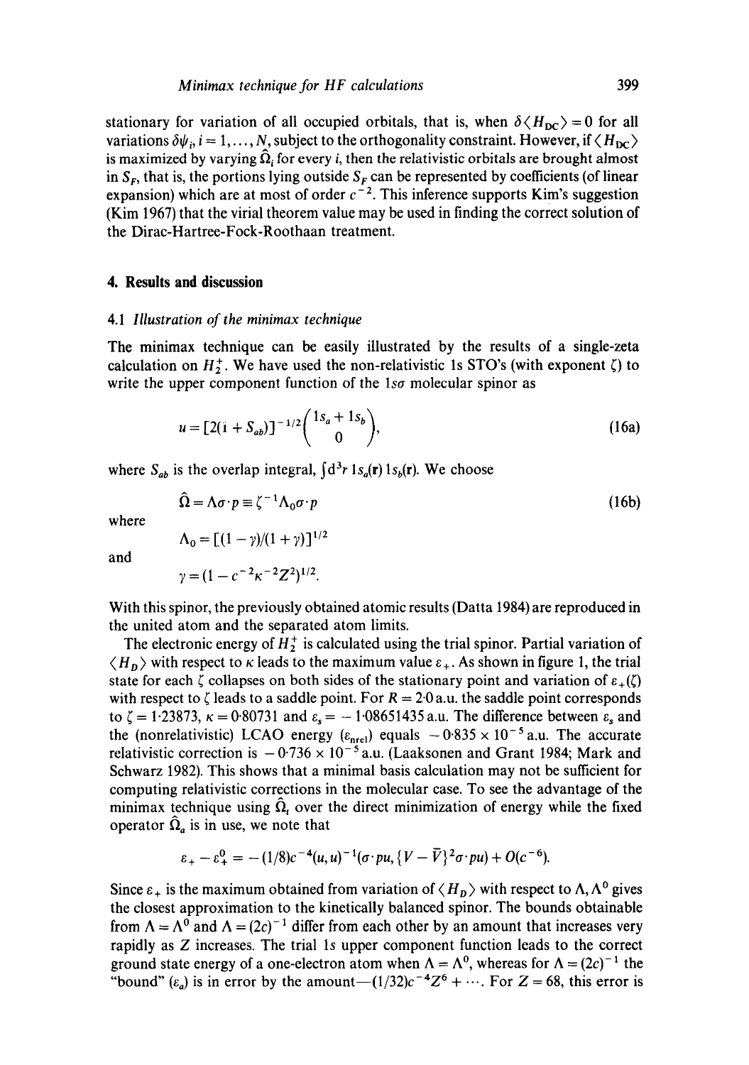stationary for variation of all occupied orbitals, that is, when $\delta\langle H_{DC}\rangle = 0$ for all variations $\delta\psi_i$, $i = 1, \ldots, N$, subject to the orthogonality constraint. However, if $\langle H_{DC}\rangle$ is maximized by varying $\hat{\Omega}_i$ for every $i$, then the relativistic orbitals are brought almost in $S_F$, that is, the portions lying outside $S_F$ can be represented by coefficients (of linear expansion) which are at most of order $c^{-2}$. This inference supports Kim's suggestion (Kim 1967) that the virial theorem value may be used in finding the correct solution of the Dirac-Hartree-Fock-Roothaan treatment.

## 4. Results and discussion

### 4.1 *Illustration of the minimax technique*

The minimax technique can be easily illustrated by the results of a single-zeta calculation on $H_2^+$. We have used the non-relativistic 1s STO's (with exponent $\zeta$) to write the upper component function of the $1s\sigma$ molecular spinor as

$$u = [2(1 + S_{ab})]^{-1/2}\begin{pmatrix} 1s_a + 1s_b \\ 0 \end{pmatrix}, \tag{16a}$$

where $S_{ab}$ is the overlap integral, $\int d^3r\, 1s_a(\mathbf{r})\, 1s_b(\mathbf{r})$. We choose

$$\hat{\Omega} = \Lambda\sigma\cdot p \equiv \zeta^{-1}\Lambda_0\sigma\cdot p \tag{16b}$$

where

$$\Lambda_0 = [(1-\gamma)/(1+\gamma)]^{1/2}$$

and

$$\gamma = (1 - c^{-2}\kappa^{-2}Z^2)^{1/2}.$$

With this spinor, the previously obtained atomic results (Datta 1984) are reproduced in the united atom and the separated atom limits.

The electronic energy of $H_2^+$ is calculated using the trial spinor. Partial variation of $\langle H_D\rangle$ with respect to $\kappa$ leads to the maximum value $\varepsilon_+$. As shown in figure 1, the trial state for each $\zeta$ collapses on both sides of the stationary point and variation of $\varepsilon_+(\zeta)$ with respect to $\zeta$ leads to a saddle point. For $R = 2{\cdot}0$ a.u. the saddle point corresponds to $\zeta = 1{\cdot}23873$, $\kappa = 0{\cdot}80731$ and $\varepsilon_s = -1{\cdot}08651435$ a.u. The difference between $\varepsilon_s$ and the (nonrelativistic) LCAO energy ($\varepsilon_{nrel}$) equals $-0{\cdot}835 \times 10^{-5}$ a.u. The accurate relativistic correction is $-0{\cdot}736 \times 10^{-5}$ a.u. (Laaksonen and Grant 1984; Mark and Schwarz 1982). This shows that a minimal basis calculation may not be sufficient for computing relativistic corrections in the molecular case. To see the advantage of the minimax technique using $\hat{\Omega}_t$ over the direct minimization of energy while the fixed operator $\hat{\Omega}_a$ is in use, we note that

$$\varepsilon_+ - \varepsilon_+^0 = -(1/8)c^{-4}(u,u)^{-1}(\sigma\cdot pu, \{V - \bar{V}\}^2\sigma\cdot pu) + O(c^{-6}).$$

Since $\varepsilon_+$ is the maximum obtained from variation of $\langle H_D\rangle$ with respect to $\Lambda$, $\Lambda^0$ gives the closest approximation to the kinetically balanced spinor. The bounds obtainable from $\Lambda = \Lambda^0$ and $\Lambda = (2c)^{-1}$ differ from each other by an amount that increases very rapidly as $Z$ increases. The trial 1s upper component function leads to the correct ground state energy of a one-electron atom when $\Lambda = \Lambda^0$, whereas for $\Lambda = (2c)^{-1}$ the "bound" ($\varepsilon_a$) is in error by the amount—$(1/32)c^{-4}Z^6 + \cdots$. For $Z = 68$, this error is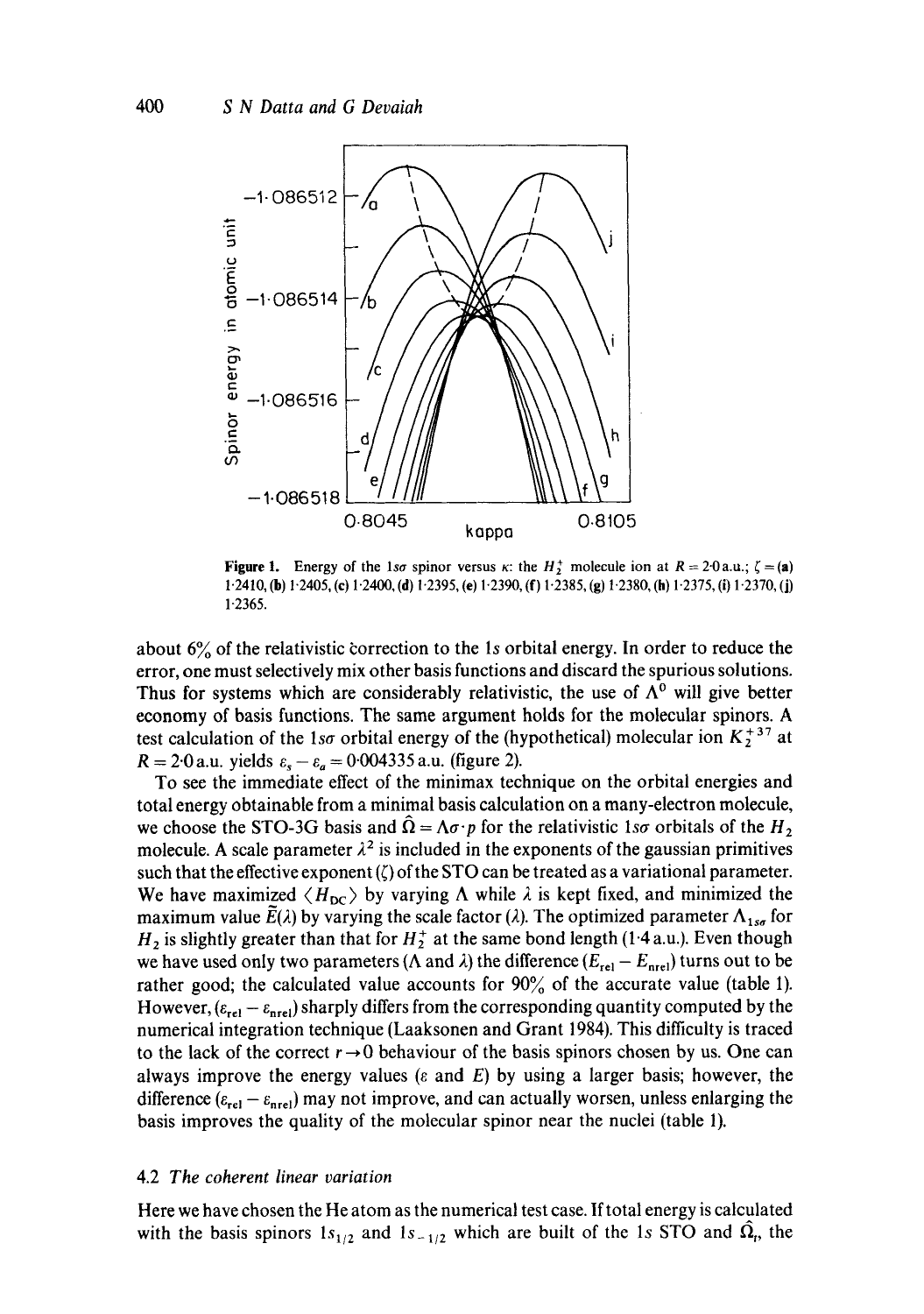Figure 1. Energy of the $1s\sigma$ spinor versus $\kappa$: the $H_2^+$ molecule ion at $R = 2{\cdot}0$ a.u.; $\zeta =$ (a) 1·2410, (b) 1·2405, (c) 1·2400, (d) 1·2395, (e) 1·2390, (f) 1·2385, (g) 1·2380, (h) 1·2375, (i) 1·2370, (j) 1·2365.

about 6% of the relativistic correction to the $1s$ orbital energy. In order to reduce the error, one must selectively mix other basis functions and discard the spurious solutions. Thus for systems which are considerably relativistic, the use of $\Lambda^0$ will give better economy of basis functions. The same argument holds for the molecular spinors. A test calculation of the $1s\sigma$ orbital energy of the (hypothetical) molecular ion $K_2^{+37}$ at $R = 2{\cdot}0$ a.u. yields $\varepsilon_s - \varepsilon_a = 0{\cdot}004335$ a.u. (figure 2).

To see the immediate effect of the minimax technique on the orbital energies and total energy obtainable from a minimal basis calculation on a many-electron molecule, we choose the STO-3G basis and $\hat{\Omega} = \Lambda\sigma\cdot p$ for the relativistic $1s\sigma$ orbitals of the $H_2$ molecule. A scale parameter $\lambda^2$ is included in the exponents of the gaussian primitives such that the effective exponent ($\zeta$) of the STO can be treated as a variational parameter. We have maximized $\langle H_{DC} \rangle$ by varying $\Lambda$ while $\lambda$ is kept fixed, and minimized the maximum value $\tilde{E}(\lambda)$ by varying the scale factor ($\lambda$). The optimized parameter $\Lambda_{1s\sigma}$ for $H_2$ is slightly greater than that for $H_2^+$ at the same bond length (1·4 a.u.). Even though we have used only two parameters ($\Lambda$ and $\lambda$) the difference ($E_{\text{rel}} - E_{\text{nrel}}$) turns out to be rather good; the calculated value accounts for 90% of the accurate value (table 1). However, ($\varepsilon_{\text{rel}} - \varepsilon_{\text{nrel}}$) sharply differs from the corresponding quantity computed by the numerical integration technique (Laaksonen and Grant 1984). This difficulty is traced to the lack of the correct $r \to 0$ behaviour of the basis spinors chosen by us. One can always improve the energy values ($\varepsilon$ and $E$) by using a larger basis; however, the difference ($\varepsilon_{\text{rel}} - \varepsilon_{\text{nrel}}$) may not improve, and can actually worsen, unless enlarging the basis improves the quality of the molecular spinor near the nuclei (table 1).

### 4.2 *The coherent linear variation*

Here we have chosen the He atom as the numerical test case. If total energy is calculated with the basis spinors $1s_{1/2}$ and $1s_{-1/2}$ which are built of the $1s$ STO and $\hat{\Omega}_t$, the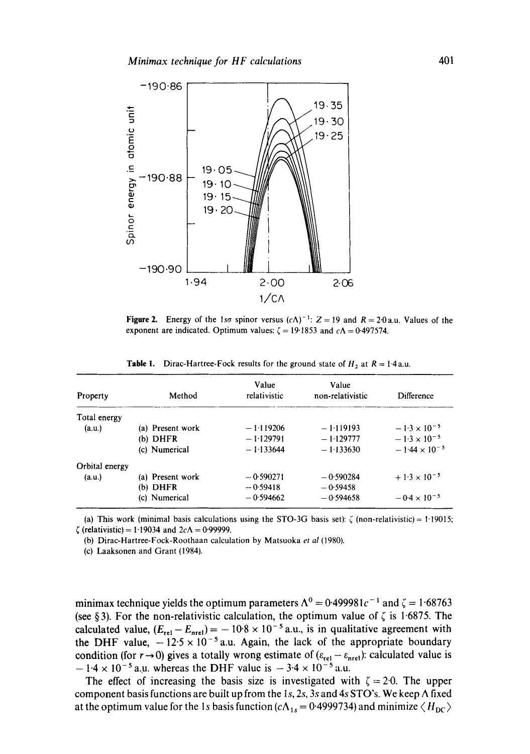Figure 2. Energy of the $1s\sigma$ spinor versus $(c\Lambda)^{-1}$: $Z = 19$ and $R = 2.0$ a.u. Values of the exponent are indicated. Optimum values: $\zeta = 19.1853$ and $c\Lambda = 0.497574$.

Table 1. Dirac-Hartree-Fock results for the ground state of $H_2$ at $R = 1.4$ a.u.

| Property | Method | Value relativistic | Value non-relativistic | Difference |
|---|---|---|---|---|
| Total energy (a.u.) | (a) Present work | −1.119206 | −1.119193 | $-1.3 \times 10^{-5}$ |
| | (b) DHFR | −1.129791 | −1.129777 | $-1.3 \times 10^{-5}$ |
| | (c) Numerical | −1.133644 | −1.133630 | $-1.44 \times 10^{-5}$ |
| Orbital energy (a.u.) | (a) Present work | −0.590271 | −0.590284 | $+1.3 \times 10^{-5}$ |
| | (b) DHFR | −0.59418 | −0.59458 | |
| | (c) Numerical | −0.594662 | −0.594658 | $-0.4 \times 10^{-5}$ |

(a) This work (minimal basis calculations using the STO-3G basis set): $\zeta$ (non-relativistic) = 1.19015; $\zeta$ (relativistic) = 1.19034 and $2c\Lambda = 0.99999$.

(b) Dirac-Hartree-Fock-Roothaan calculation by Matsuoka *et al* (1980).

(c) Laaksonen and Grant (1984).

minimax technique yields the optimum parameters $\Lambda^0 = 0.499981c^{-1}$ and $\zeta = 1.68763$ (see § 3). For the non-relativistic calculation, the optimum value of $\zeta$ is 1.6875. The calculated value, $(E_{rel} - E_{nrel}) = -10.8 \times 10^{-5}$ a.u., is in qualitative agreement with the DHF value, $-12.5 \times 10^{-5}$ a.u. Again, the lack of the appropriate boundary condition (for $r \to 0$) gives a totally wrong estimate of $(\varepsilon_{rel} - \varepsilon_{nrel})$: calculated value is $-1.4 \times 10^{-5}$ a.u. whereas the DHF value is $-3.4 \times 10^{-5}$ a.u.

The effect of increasing the basis size is investigated with $\zeta = 2.0$. The upper component basis functions are built up from the 1s, 2s, 3s and 4s STO's. We keep $\Lambda$ fixed at the optimum value for the 1s basis function ($c\Lambda_{1s} = 0.4999734$) and minimize $\langle H_{DC} \rangle$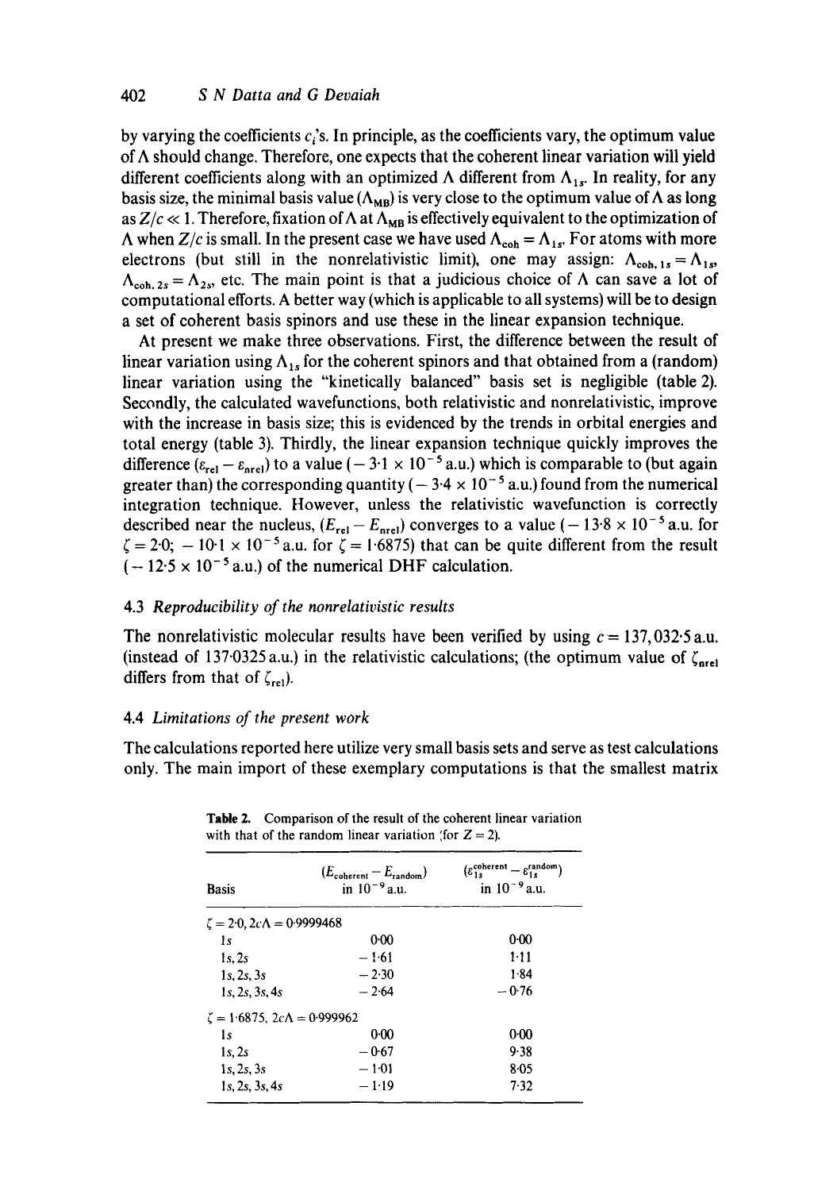by varying the coefficients $c_i$'s. In principle, as the coefficients vary, the optimum value of $\Lambda$ should change. Therefore, one expects that the coherent linear variation will yield different coefficients along with an optimized $\Lambda$ different from $\Lambda_{1s}$. In reality, for any basis size, the minimal basis value ($\Lambda_{MB}$) is very close to the optimum value of $\Lambda$ as long as $Z/c \ll 1$. Therefore, fixation of $\Lambda$ at $\Lambda_{MB}$ is effectively equivalent to the optimization of $\Lambda$ when $Z/c$ is small. In the present case we have used $\Lambda_{coh} = \Lambda_{1s}$. For atoms with more electrons (but still in the nonrelativistic limit), one may assign: $\Lambda_{coh,1s} = \Lambda_{1s}$, $\Lambda_{coh,2s} = \Lambda_{2s}$, etc. The main point is that a judicious choice of $\Lambda$ can save a lot of computational efforts. A better way (which is applicable to all systems) will be to design a set of coherent basis spinors and use these in the linear expansion technique.

At present we make three observations. First, the difference between the result of linear variation using $\Lambda_{1s}$ for the coherent spinors and that obtained from a (random) linear variation using the "kinetically balanced" basis set is negligible (table 2). Secondly, the calculated wavefunctions, both relativistic and nonrelativistic, improve with the increase in basis size; this is evidenced by the trends in orbital energies and total energy (table 3). Thirdly, the linear expansion technique quickly improves the difference ($\varepsilon_{rel} - \varepsilon_{nrel}$) to a value ($-3{\cdot}1 \times 10^{-5}$ a.u.) which is comparable to (but again greater than) the corresponding quantity ($-3{\cdot}4 \times 10^{-5}$ a.u.) found from the numerical integration technique. However, unless the relativistic wavefunction is correctly described near the nucleus, ($E_{rel} - E_{nrel}$) converges to a value ($-13{\cdot}8 \times 10^{-5}$ a.u. for $\zeta = 2{\cdot}0$; $-10{\cdot}1 \times 10^{-5}$ a.u. for $\zeta = 1{\cdot}6875$) that can be quite different from the result ($-12{\cdot}5 \times 10^{-5}$ a.u.) of the numerical DHF calculation.

### 4.3 *Reproducibility of the nonrelativistic results*

The nonrelativistic molecular results have been verified by using $c = 137{,}032{\cdot}5$ a.u. (instead of $137{\cdot}0325$ a.u.) in the relativistic calculations; (the optimum value of $\zeta_{nrel}$ differs from that of $\zeta_{rel}$).

### 4.4 *Limitations of the present work*

The calculations reported here utilize very small basis sets and serve as test calculations only. The main import of these exemplary computations is that the smallest matrix

**Table 2.** Comparison of the result of the coherent linear variation with that of the random linear variation (for $Z = 2$).

| Basis | ($E_{coherent} - E_{random}$) in $10^{-9}$ a.u. | ($\varepsilon_{1s}^{coherent} - \varepsilon_{1s}^{random}$) in $10^{-9}$ a.u. |
|---|---|---|
| $\zeta = 2{\cdot}0$, $2c\Lambda = 0{\cdot}9999468$ | | |
| 1s | 0·00 | 0·00 |
| 1s, 2s | −1·61 | 1·11 |
| 1s, 2s, 3s | −2·30 | 1·84 |
| 1s, 2s, 3s, 4s | −2·64 | −0·76 |
| $\zeta = 1{\cdot}6875$, $2c\Lambda = 0{\cdot}999962$ | | |
| 1s | 0·00 | 0·00 |
| 1s, 2s | −0·67 | 9·38 |
| 1s, 2s, 3s | −1·01 | 8·05 |
| 1s, 2s, 3s, 4s | −1·19 | 7·32 |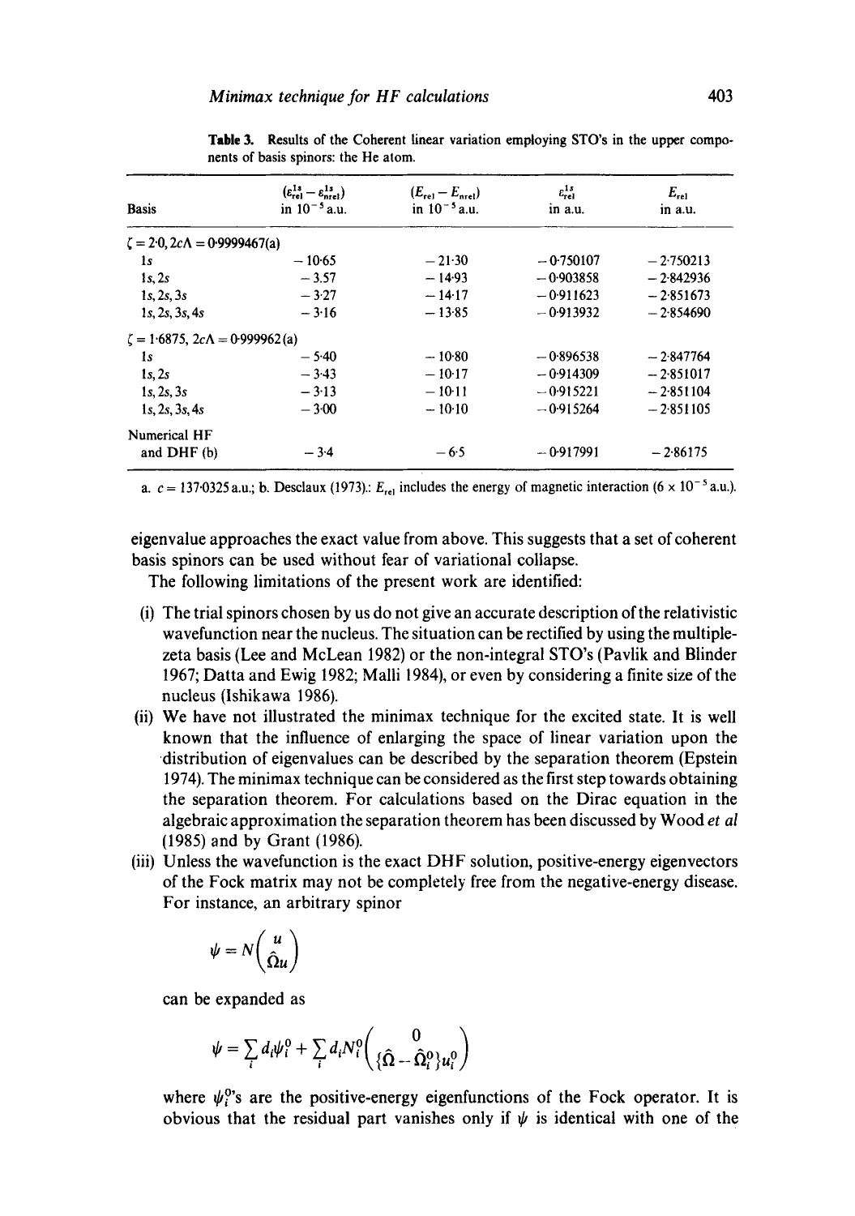**Table 3.** Results of the Coherent linear variation employing STO's in the upper components of basis spinors: the He atom.

| Basis | $(\varepsilon_{rel}^{1s} - \varepsilon_{nrel}^{1s})$ in $10^{-5}$ a.u. | $(E_{rel} - E_{nrel})$ in $10^{-5}$ a.u. | $\varepsilon_{rel}^{1s}$ in a.u. | $E_{rel}$ in a.u. |
|---|---|---|---|---|
| $\zeta = 2{\cdot}0, 2c\Lambda = 0{\cdot}9999467$(a) | | | | |
| 1s | −10·65 | −21·30 | −0·750107 | −2·750213 |
| 1s, 2s | −3.57 | −14·93 | −0·903858 | −2·842936 |
| 1s, 2s, 3s | −3·27 | −14·17 | −0·911623 | −2·851673 |
| 1s, 2s, 3s, 4s | −3·16 | −13·85 | −0·913932 | −2·854690 |
| $\zeta = 1{\cdot}6875, 2c\Lambda = 0{\cdot}999962$(a) | | | | |
| 1s | −5·40 | −10·80 | −0·896538 | −2·847764 |
| 1s, 2s | −3·43 | −10·17 | −0·914309 | −2·851017 |
| 1s, 2s, 3s | −3·13 | −10·11 | −0·915221 | −2·851104 |
| 1s, 2s, 3s, 4s | −3·00 | −10·10 | −0·915264 | −2·851105 |
| Numerical HF and DHF (b) | −3·4 | −6·5 | −0·917991 | −2·86175 |

a. $c = 137{\cdot}0325$ a.u.; b. Desclaux (1973).: $E_{rel}$ includes the energy of magnetic interaction ($6 \times 10^{-5}$ a.u.).

eigenvalue approaches the exact value from above. This suggests that a set of coherent basis spinors can be used without fear of variational collapse.

The following limitations of the present work are identified:

(i) The trial spinors chosen by us do not give an accurate description of the relativistic wavefunction near the nucleus. The situation can be rectified by using the multiple-zeta basis (Lee and McLean 1982) or the non-integral STO's (Pavlik and Blinder 1967; Datta and Ewig 1982; Malli 1984), or even by considering a finite size of the nucleus (Ishikawa 1986).

(ii) We have not illustrated the minimax technique for the excited state. It is well known that the influence of enlarging the space of linear variation upon the distribution of eigenvalues can be described by the separation theorem (Epstein 1974). The minimax technique can be considered as the first step towards obtaining the separation theorem. For calculations based on the Dirac equation in the algebraic approximation the separation theorem has been discussed by Wood *et al* (1985) and by Grant (1986).

(iii) Unless the wavefunction is the exact DHF solution, positive-energy eigenvectors of the Fock matrix may not be completely free from the negative-energy disease. For instance, an arbitrary spinor

$$\psi = N\begin{pmatrix} u \\ \hat{\Omega}u \end{pmatrix}$$

can be expanded as

$$\psi = \sum_i d_i \psi_i^0 + \sum_i d_i N_i^0 \begin{pmatrix} 0 \\ \{\hat{\Omega} - \hat{\Omega}_i^0\} u_i^0 \end{pmatrix}$$

where $\psi_i^0$'s are the positive-energy eigenfunctions of the Fock operator. It is obvious that the residual part vanishes only if $\psi$ is identical with one of the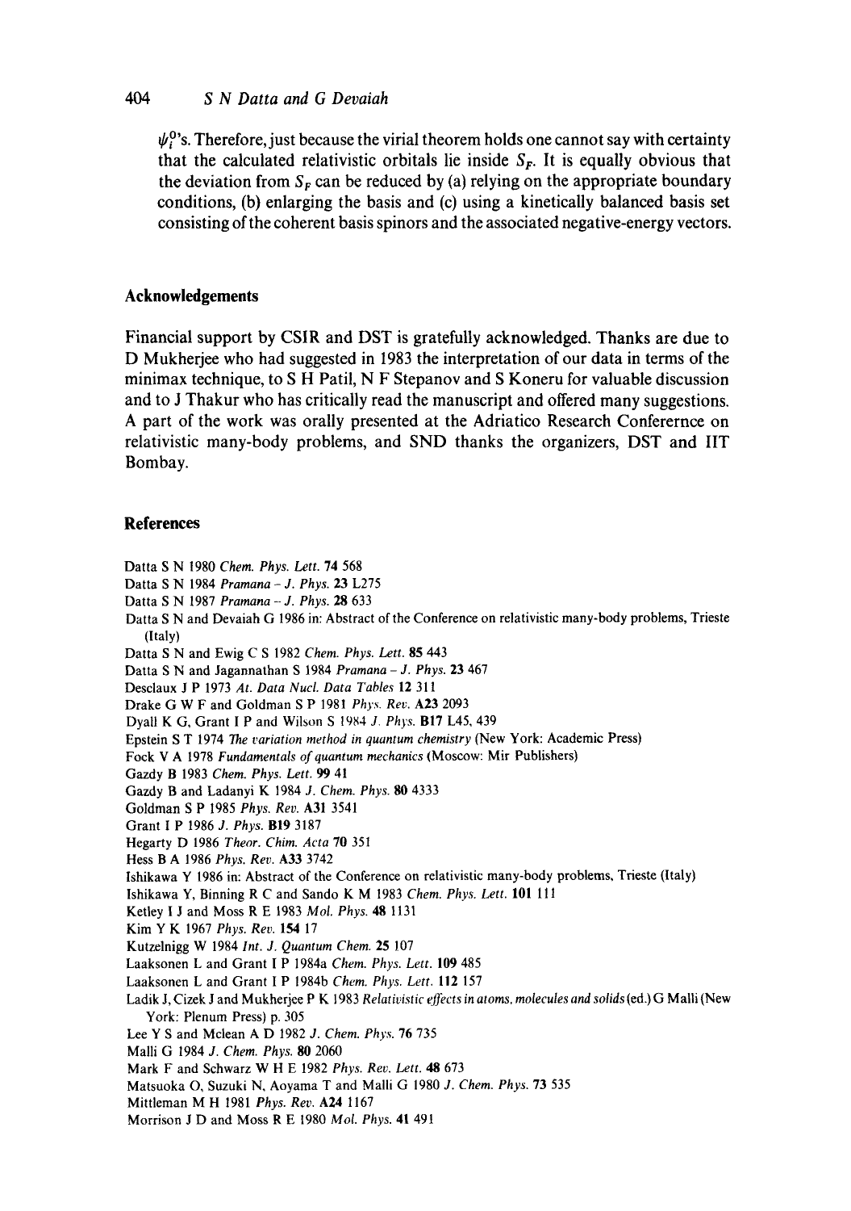$\psi_i^0$'s. Therefore, just because the virial theorem holds one cannot say with certainty that the calculated relativistic orbitals lie inside $S_F$. It is equally obvious that the deviation from $S_F$ can be reduced by (a) relying on the appropriate boundary conditions, (b) enlarging the basis and (c) using a kinetically balanced basis set consisting of the coherent basis spinors and the associated negative-energy vectors.

## Acknowledgements

Financial support by CSIR and DST is gratefully acknowledged. Thanks are due to D Mukherjee who had suggested in 1983 the interpretation of our data in terms of the minimax technique, to S H Patil, N F Stepanov and S Koneru for valuable discussion and to J Thakur who has critically read the manuscript and offered many suggestions. A part of the work was orally presented at the Adriatico Research Conferernce on relativistic many-body problems, and SND thanks the organizers, DST and IIT Bombay.

## References

Datta S N 1980 *Chem. Phys. Lett.* **74** 568

Datta S N 1984 *Pramana – J. Phys.* **23** L275

Datta S N 1987 *Pramana – J. Phys.* **28** 633

Datta S N and Devaiah G 1986 in: Abstract of the Conference on relativistic many-body problems, Trieste (Italy)

Datta S N and Ewig C S 1982 *Chem. Phys. Lett.* **85** 443

Datta S N and Jagannathan S 1984 *Pramana – J. Phys.* **23** 467

Desclaux J P 1973 *At. Data Nucl. Data Tables* **12** 311

Drake G W F and Goldman S P 1981 *Phys. Rev.* **A23** 2093

Dyall K G, Grant I P and Wilson S 1984 *J. Phys.* **B17** L45, 439

Epstein S T 1974 *The variation method in quantum chemistry* (New York: Academic Press)

Fock V A 1978 *Fundamentals of quantum mechanics* (Moscow: Mir Publishers)

Gazdy B 1983 *Chem. Phys. Lett.* **99** 41

Gazdy B and Ladanyi K 1984 *J. Chem. Phys.* **80** 4333

Goldman S P 1985 *Phys. Rev.* **A31** 3541

Grant I P 1986 *J. Phys.* **B19** 3187

Hegarty D 1986 *Theor. Chim. Acta* **70** 351

Hess B A 1986 *Phys. Rev.* **A33** 3742

Ishikawa Y 1986 in: Abstract of the Conference on relativistic many-body problems, Trieste (Italy)

Ishikawa Y, Binning R C and Sando K M 1983 *Chem. Phys. Lett.* **101** 111

Ketley I J and Moss R E 1983 *Mol. Phys.* **48** 1131

Kim Y K 1967 *Phys. Rev.* **154** 17

Kutzelnigg W 1984 *Int. J. Quantum Chem.* **25** 107

Laaksonen L and Grant I P 1984a *Chem. Phys. Lett.* **109** 485

Laaksonen L and Grant I P 1984b *Chem. Phys. Lett.* **112** 157

Ladik J, Cizek J and Mukherjee P K 1983 *Relativistic effects in atoms, molecules and solids* (ed.) G Malli (New York: Plenum Press) p. 305

Lee Y S and Mclean A D 1982 *J. Chem. Phys.* **76** 735

Malli G 1984 *J. Chem. Phys.* **80** 2060

Mark F and Schwarz W H E 1982 *Phys. Rev. Lett.* **48** 673

Matsuoka O, Suzuki N, Aoyama T and Malli G 1980 *J. Chem. Phys.* **73** 535

Mittleman M H 1981 *Phys. Rev.* **A24** 1167

Morrison J D and Moss R E 1980 *Mol. Phys.* **41** 491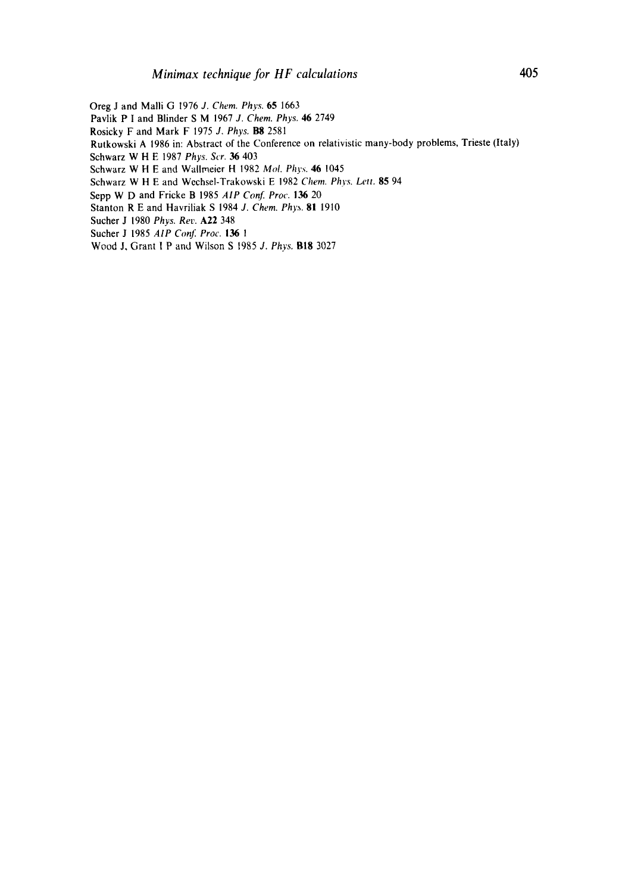Oreg J and Malli G 1976 *J. Chem. Phys.* **65** 1663

Pavlik P I and Blinder S M 1967 *J. Chem. Phys.* **46** 2749

Rosicky F and Mark F 1975 *J. Phys.* **B8** 2581

Rutkowski A 1986 in: Abstract of the Conference on relativistic many-body problems, Trieste (Italy)

Schwarz W H E 1987 *Phys. Scr.* **36** 403

Schwarz W H E and Wallmeier H 1982 *Mol. Phys.* **46** 1045

Schwarz W H E and Wechsel-Trakowski E 1982 *Chem. Phys. Lett.* **85** 94

Sepp W D and Fricke B 1985 *AIP Conf. Proc.* **136** 20

Stanton R E and Havriliak S 1984 *J. Chem. Phys.* **81** 1910

Sucher J 1980 *Phys. Rev.* **A22** 348

Sucher J 1985 *AIP Conf. Proc.* **136** 1

Wood J, Grant I P and Wilson S 1985 *J. Phys.* **B18** 3027